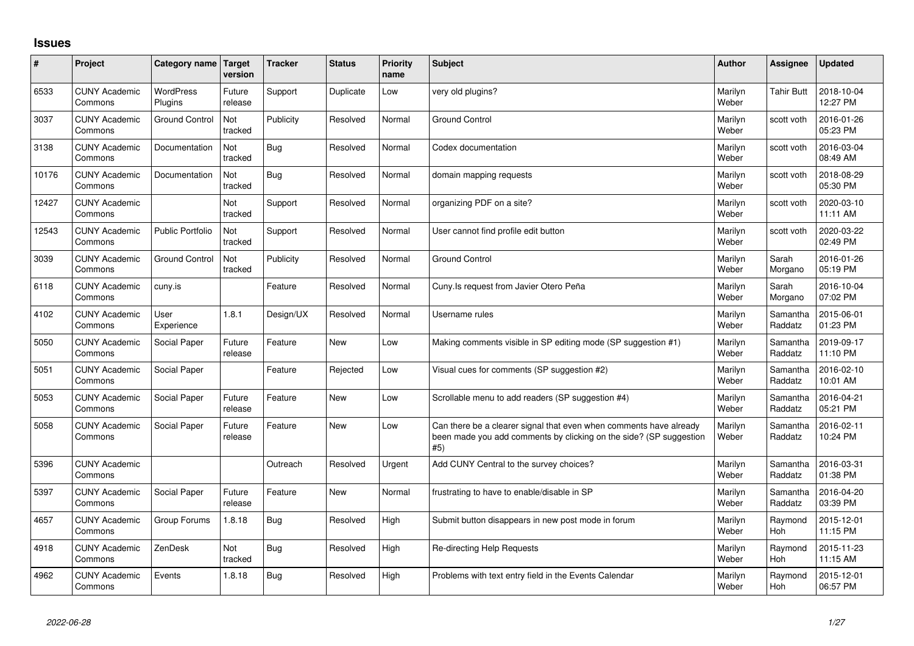# Issues

| # | Project | Category name | Target version | Tracker | Status | Priority name | Subject | Author | Assignee | Updated |
|---|---|---|---|---|---|---|---|---|---|---|
| 6533 | CUNY Academic Commons | WordPress Plugins | Future release | Support | Duplicate | Low | very old plugins? | Marilyn Weber | Tahir Butt | 2018-10-04 12:27 PM |
| 3037 | CUNY Academic Commons | Ground Control | Not tracked | Publicity | Resolved | Normal | Ground Control | Marilyn Weber | scott voth | 2016-01-26 05:23 PM |
| 3138 | CUNY Academic Commons | Documentation | Not tracked | Bug | Resolved | Normal | Codex documentation | Marilyn Weber | scott voth | 2016-03-04 08:49 AM |
| 10176 | CUNY Academic Commons | Documentation | Not tracked | Bug | Resolved | Normal | domain mapping requests | Marilyn Weber | scott voth | 2018-08-29 05:30 PM |
| 12427 | CUNY Academic Commons | | Not tracked | Support | Resolved | Normal | organizing PDF on a site? | Marilyn Weber | scott voth | 2020-03-10 11:11 AM |
| 12543 | CUNY Academic Commons | Public Portfolio | Not tracked | Support | Resolved | Normal | User cannot find profile edit button | Marilyn Weber | scott voth | 2020-03-22 02:49 PM |
| 3039 | CUNY Academic Commons | Ground Control | Not tracked | Publicity | Resolved | Normal | Ground Control | Marilyn Weber | Sarah Morgano | 2016-01-26 05:19 PM |
| 6118 | CUNY Academic Commons | cuny.is | | Feature | Resolved | Normal | Cuny.Is request from Javier Otero Peña | Marilyn Weber | Sarah Morgano | 2016-10-04 07:02 PM |
| 4102 | CUNY Academic Commons | User Experience | 1.8.1 | Design/UX | Resolved | Normal | Username rules | Marilyn Weber | Samantha Raddatz | 2015-06-01 01:23 PM |
| 5050 | CUNY Academic Commons | Social Paper | Future release | Feature | New | Low | Making comments visible in SP editing mode (SP suggestion #1) | Marilyn Weber | Samantha Raddatz | 2019-09-17 11:10 PM |
| 5051 | CUNY Academic Commons | Social Paper | | Feature | Rejected | Low | Visual cues for comments (SP suggestion #2) | Marilyn Weber | Samantha Raddatz | 2016-02-10 10:01 AM |
| 5053 | CUNY Academic Commons | Social Paper | Future release | Feature | New | Low | Scrollable menu to add readers (SP suggestion #4) | Marilyn Weber | Samantha Raddatz | 2016-04-21 05:21 PM |
| 5058 | CUNY Academic Commons | Social Paper | Future release | Feature | New | Low | Can there be a clearer signal that even when comments have already been made you add comments by clicking on the side? (SP suggestion #5) | Marilyn Weber | Samantha Raddatz | 2016-02-11 10:24 PM |
| 5396 | CUNY Academic Commons | | | Outreach | Resolved | Urgent | Add CUNY Central to the survey choices? | Marilyn Weber | Samantha Raddatz | 2016-03-31 01:38 PM |
| 5397 | CUNY Academic Commons | Social Paper | Future release | Feature | New | Normal | frustrating to have to enable/disable in SP | Marilyn Weber | Samantha Raddatz | 2016-04-20 03:39 PM |
| 4657 | CUNY Academic Commons | Group Forums | 1.8.18 | Bug | Resolved | High | Submit button disappears in new post mode in forum | Marilyn Weber | Raymond Hoh | 2015-12-01 11:15 PM |
| 4918 | CUNY Academic Commons | ZenDesk | Not tracked | Bug | Resolved | High | Re-directing Help Requests | Marilyn Weber | Raymond Hoh | 2015-11-23 11:15 AM |
| 4962 | CUNY Academic Commons | Events | 1.8.18 | Bug | Resolved | High | Problems with text entry field in the Events Calendar | Marilyn Weber | Raymond Hoh | 2015-12-01 06:57 PM |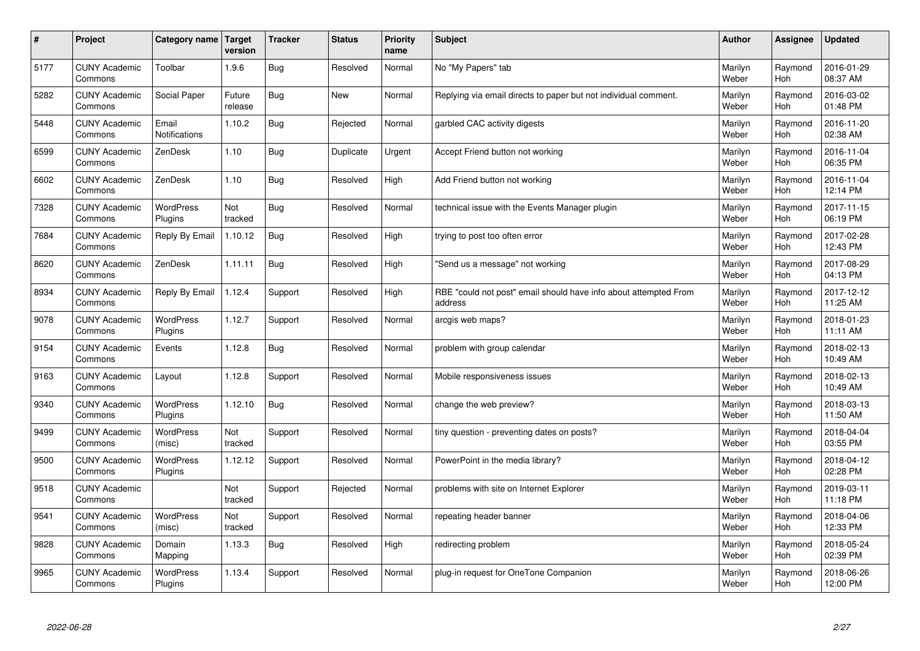| # | Project | Category name | Target version | Tracker | Status | Priority name | Subject | Author | Assignee | Updated |
|---|---|---|---|---|---|---|---|---|---|---|
| 5177 | CUNY Academic Commons | Toolbar | 1.9.6 | Bug | Resolved | Normal | No "My Papers" tab | Marilyn Weber | Raymond Hoh | 2016-01-29 08:37 AM |
| 5282 | CUNY Academic Commons | Social Paper | Future release | Bug | New | Normal | Replying via email directs to paper but not individual comment. | Marilyn Weber | Raymond Hoh | 2016-03-02 01:48 PM |
| 5448 | CUNY Academic Commons | Email Notifications | 1.10.2 | Bug | Rejected | Normal | garbled CAC activity digests | Marilyn Weber | Raymond Hoh | 2016-11-20 02:38 AM |
| 6599 | CUNY Academic Commons | ZenDesk | 1.10 | Bug | Duplicate | Urgent | Accept Friend button not working | Marilyn Weber | Raymond Hoh | 2016-11-04 06:35 PM |
| 6602 | CUNY Academic Commons | ZenDesk | 1.10 | Bug | Resolved | High | Add Friend button not working | Marilyn Weber | Raymond Hoh | 2016-11-04 12:14 PM |
| 7328 | CUNY Academic Commons | WordPress Plugins | Not tracked | Bug | Resolved | Normal | technical issue with the Events Manager plugin | Marilyn Weber | Raymond Hoh | 2017-11-15 06:19 PM |
| 7684 | CUNY Academic Commons | Reply By Email | 1.10.12 | Bug | Resolved | High | trying to post too often error | Marilyn Weber | Raymond Hoh | 2017-02-28 12:43 PM |
| 8620 | CUNY Academic Commons | ZenDesk | 1.11.11 | Bug | Resolved | High | "Send us a message" not working | Marilyn Weber | Raymond Hoh | 2017-08-29 04:13 PM |
| 8934 | CUNY Academic Commons | Reply By Email | 1.12.4 | Support | Resolved | High | RBE "could not post" email should have info about attempted From address | Marilyn Weber | Raymond Hoh | 2017-12-12 11:25 AM |
| 9078 | CUNY Academic Commons | WordPress Plugins | 1.12.7 | Support | Resolved | Normal | arcgis web maps? | Marilyn Weber | Raymond Hoh | 2018-01-23 11:11 AM |
| 9154 | CUNY Academic Commons | Events | 1.12.8 | Bug | Resolved | Normal | problem with group calendar | Marilyn Weber | Raymond Hoh | 2018-02-13 10:49 AM |
| 9163 | CUNY Academic Commons | Layout | 1.12.8 | Support | Resolved | Normal | Mobile responsiveness issues | Marilyn Weber | Raymond Hoh | 2018-02-13 10:49 AM |
| 9340 | CUNY Academic Commons | WordPress Plugins | 1.12.10 | Bug | Resolved | Normal | change the web preview? | Marilyn Weber | Raymond Hoh | 2018-03-13 11:50 AM |
| 9499 | CUNY Academic Commons | WordPress (misc) | Not tracked | Support | Resolved | Normal | tiny question - preventing dates on posts? | Marilyn Weber | Raymond Hoh | 2018-04-04 03:55 PM |
| 9500 | CUNY Academic Commons | WordPress Plugins | 1.12.12 | Support | Resolved | Normal | PowerPoint in the media library? | Marilyn Weber | Raymond Hoh | 2018-04-12 02:28 PM |
| 9518 | CUNY Academic Commons | | Not tracked | Support | Rejected | Normal | problems with site on Internet Explorer | Marilyn Weber | Raymond Hoh | 2019-03-11 11:18 PM |
| 9541 | CUNY Academic Commons | WordPress (misc) | Not tracked | Support | Resolved | Normal | repeating header banner | Marilyn Weber | Raymond Hoh | 2018-04-06 12:33 PM |
| 9828 | CUNY Academic Commons | Domain Mapping | 1.13.3 | Bug | Resolved | High | redirecting problem | Marilyn Weber | Raymond Hoh | 2018-05-24 02:39 PM |
| 9965 | CUNY Academic Commons | WordPress Plugins | 1.13.4 | Support | Resolved | Normal | plug-in request for OneTone Companion | Marilyn Weber | Raymond Hoh | 2018-06-26 12:00 PM |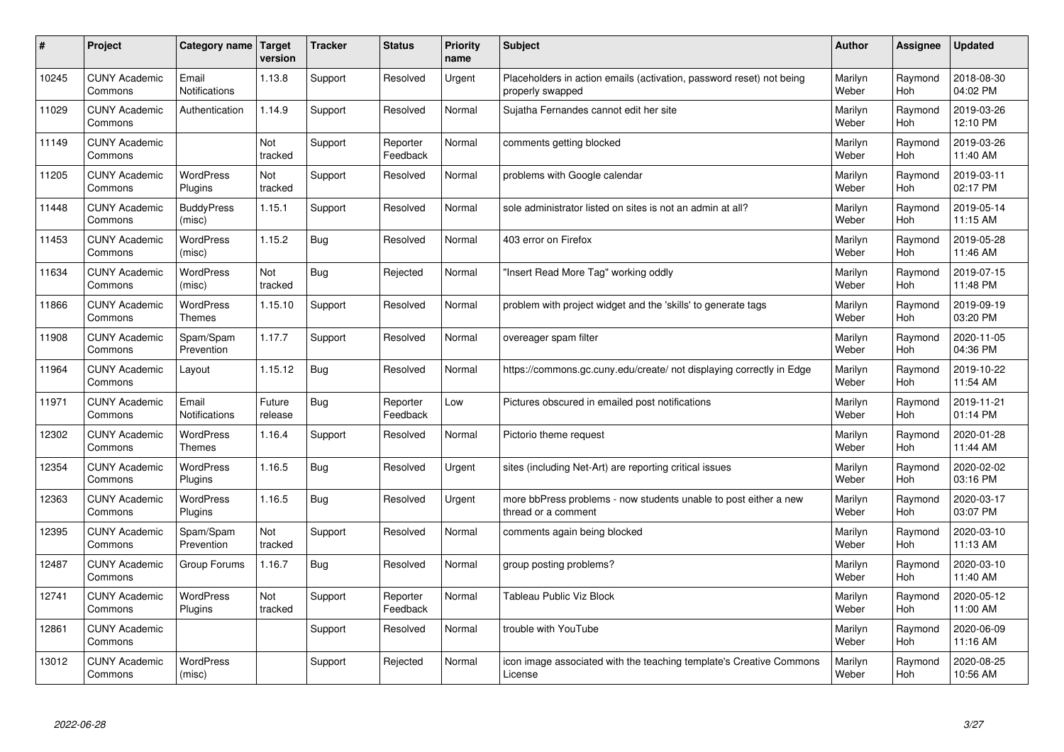| # | Project | Category name | Target version | Tracker | Status | Priority name | Subject | Author | Assignee | Updated |
|---|---|---|---|---|---|---|---|---|---|---|
| 10245 | CUNY Academic Commons | Email Notifications | 1.13.8 | Support | Resolved | Urgent | Placeholders in action emails (activation, password reset) not being properly swapped | Marilyn Weber | Raymond Hoh | 2018-08-30 04:02 PM |
| 11029 | CUNY Academic Commons | Authentication | 1.14.9 | Support | Resolved | Normal | Sujatha Fernandes cannot edit her site | Marilyn Weber | Raymond Hoh | 2019-03-26 12:10 PM |
| 11149 | CUNY Academic Commons | | Not tracked | Support | Reporter Feedback | Normal | comments getting blocked | Marilyn Weber | Raymond Hoh | 2019-03-26 11:40 AM |
| 11205 | CUNY Academic Commons | WordPress Plugins | Not tracked | Support | Resolved | Normal | problems with Google calendar | Marilyn Weber | Raymond Hoh | 2019-03-11 02:17 PM |
| 11448 | CUNY Academic Commons | BuddyPress (misc) | 1.15.1 | Support | Resolved | Normal | sole administrator listed on sites is not an admin at all? | Marilyn Weber | Raymond Hoh | 2019-05-14 11:15 AM |
| 11453 | CUNY Academic Commons | WordPress (misc) | 1.15.2 | Bug | Resolved | Normal | 403 error on Firefox | Marilyn Weber | Raymond Hoh | 2019-05-28 11:46 AM |
| 11634 | CUNY Academic Commons | WordPress (misc) | Not tracked | Bug | Rejected | Normal | "Insert Read More Tag" working oddly | Marilyn Weber | Raymond Hoh | 2019-07-15 11:48 PM |
| 11866 | CUNY Academic Commons | WordPress Themes | 1.15.10 | Support | Resolved | Normal | problem with project widget and the 'skills' to generate tags | Marilyn Weber | Raymond Hoh | 2019-09-19 03:20 PM |
| 11908 | CUNY Academic Commons | Spam/Spam Prevention | 1.17.7 | Support | Resolved | Normal | overeager spam filter | Marilyn Weber | Raymond Hoh | 2020-11-05 04:36 PM |
| 11964 | CUNY Academic Commons | Layout | 1.15.12 | Bug | Resolved | Normal | https://commons.gc.cuny.edu/create/ not displaying correctly in Edge | Marilyn Weber | Raymond Hoh | 2019-10-22 11:54 AM |
| 11971 | CUNY Academic Commons | Email Notifications | Future release | Bug | Reporter Feedback | Low | Pictures obscured in emailed post notifications | Marilyn Weber | Raymond Hoh | 2019-11-21 01:14 PM |
| 12302 | CUNY Academic Commons | WordPress Themes | 1.16.4 | Support | Resolved | Normal | Pictorio theme request | Marilyn Weber | Raymond Hoh | 2020-01-28 11:44 AM |
| 12354 | CUNY Academic Commons | WordPress Plugins | 1.16.5 | Bug | Resolved | Urgent | sites (including Net-Art) are reporting critical issues | Marilyn Weber | Raymond Hoh | 2020-02-02 03:16 PM |
| 12363 | CUNY Academic Commons | WordPress Plugins | 1.16.5 | Bug | Resolved | Urgent | more bbPress problems - now students unable to post either a new thread or a comment | Marilyn Weber | Raymond Hoh | 2020-03-17 03:07 PM |
| 12395 | CUNY Academic Commons | Spam/Spam Prevention | Not tracked | Support | Resolved | Normal | comments again being blocked | Marilyn Weber | Raymond Hoh | 2020-03-10 11:13 AM |
| 12487 | CUNY Academic Commons | Group Forums | 1.16.7 | Bug | Resolved | Normal | group posting problems? | Marilyn Weber | Raymond Hoh | 2020-03-10 11:40 AM |
| 12741 | CUNY Academic Commons | WordPress Plugins | Not tracked | Support | Reporter Feedback | Normal | Tableau Public Viz Block | Marilyn Weber | Raymond Hoh | 2020-05-12 11:00 AM |
| 12861 | CUNY Academic Commons | | | Support | Resolved | Normal | trouble with YouTube | Marilyn Weber | Raymond Hoh | 2020-06-09 11:16 AM |
| 13012 | CUNY Academic Commons | WordPress (misc) | | Support | Rejected | Normal | icon image associated with the teaching template's Creative Commons License | Marilyn Weber | Raymond Hoh | 2020-08-25 10:56 AM |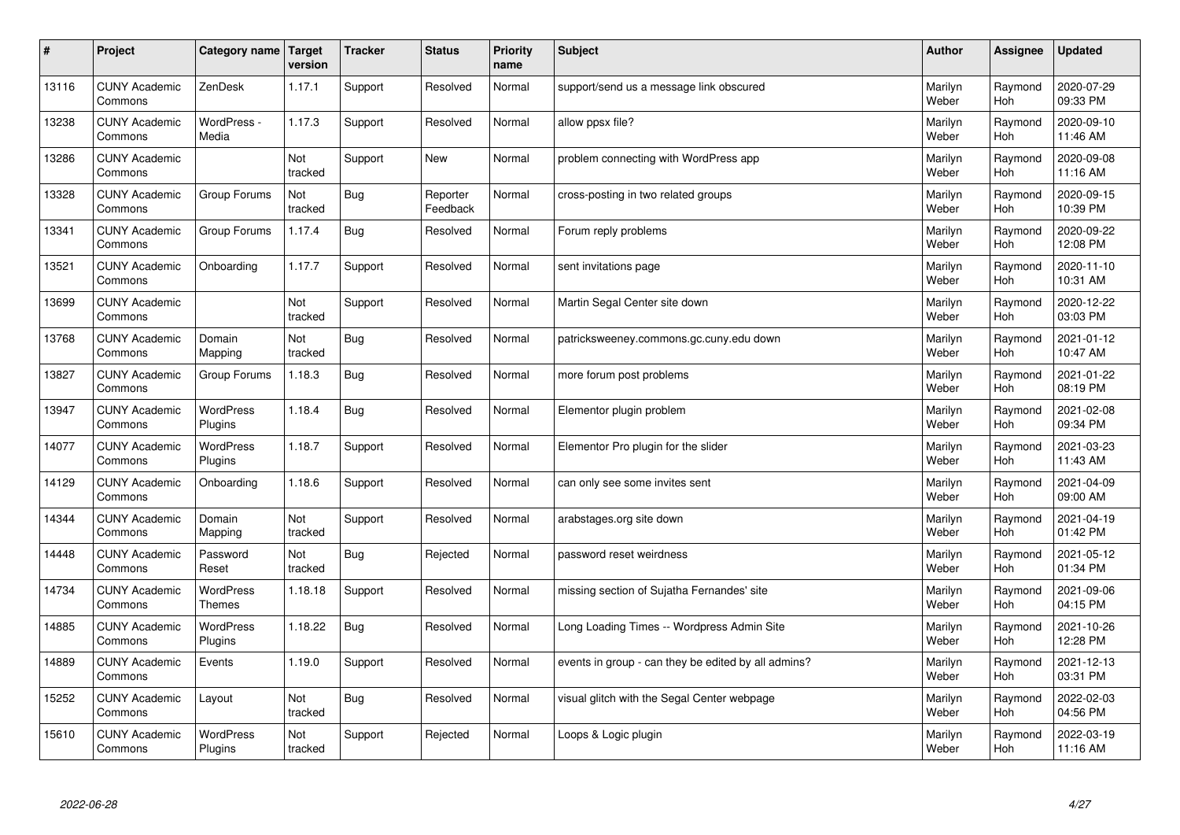| # | Project | Category name | Target version | Tracker | Status | Priority name | Subject | Author | Assignee | Updated |
|---|---|---|---|---|---|---|---|---|---|---|
| 13116 | CUNY Academic Commons | ZenDesk | 1.17.1 | Support | Resolved | Normal | support/send us a message link obscured | Marilyn Weber | Raymond Hoh | 2020-07-29 09:33 PM |
| 13238 | CUNY Academic Commons | WordPress - Media | 1.17.3 | Support | Resolved | Normal | allow ppsx file? | Marilyn Weber | Raymond Hoh | 2020-09-10 11:46 AM |
| 13286 | CUNY Academic Commons | | Not tracked | Support | New | Normal | problem connecting with WordPress app | Marilyn Weber | Raymond Hoh | 2020-09-08 11:16 AM |
| 13328 | CUNY Academic Commons | Group Forums | Not tracked | Bug | Reporter Feedback | Normal | cross-posting in two related groups | Marilyn Weber | Raymond Hoh | 2020-09-15 10:39 PM |
| 13341 | CUNY Academic Commons | Group Forums | 1.17.4 | Bug | Resolved | Normal | Forum reply problems | Marilyn Weber | Raymond Hoh | 2020-09-22 12:08 PM |
| 13521 | CUNY Academic Commons | Onboarding | 1.17.7 | Support | Resolved | Normal | sent invitations page | Marilyn Weber | Raymond Hoh | 2020-11-10 10:31 AM |
| 13699 | CUNY Academic Commons | | Not tracked | Support | Resolved | Normal | Martin Segal Center site down | Marilyn Weber | Raymond Hoh | 2020-12-22 03:03 PM |
| 13768 | CUNY Academic Commons | Domain Mapping | Not tracked | Bug | Resolved | Normal | patricksweeney.commons.gc.cuny.edu down | Marilyn Weber | Raymond Hoh | 2021-01-12 10:47 AM |
| 13827 | CUNY Academic Commons | Group Forums | 1.18.3 | Bug | Resolved | Normal | more forum post problems | Marilyn Weber | Raymond Hoh | 2021-01-22 08:19 PM |
| 13947 | CUNY Academic Commons | WordPress Plugins | 1.18.4 | Bug | Resolved | Normal | Elementor plugin problem | Marilyn Weber | Raymond Hoh | 2021-02-08 09:34 PM |
| 14077 | CUNY Academic Commons | WordPress Plugins | 1.18.7 | Support | Resolved | Normal | Elementor Pro plugin for the slider | Marilyn Weber | Raymond Hoh | 2021-03-23 11:43 AM |
| 14129 | CUNY Academic Commons | Onboarding | 1.18.6 | Support | Resolved | Normal | can only see some invites sent | Marilyn Weber | Raymond Hoh | 2021-04-09 09:00 AM |
| 14344 | CUNY Academic Commons | Domain Mapping | Not tracked | Support | Resolved | Normal | arabstages.org site down | Marilyn Weber | Raymond Hoh | 2021-04-19 01:42 PM |
| 14448 | CUNY Academic Commons | Password Reset | Not tracked | Bug | Rejected | Normal | password reset weirdness | Marilyn Weber | Raymond Hoh | 2021-05-12 01:34 PM |
| 14734 | CUNY Academic Commons | WordPress Themes | 1.18.18 | Support | Resolved | Normal | missing section of Sujatha Fernandes' site | Marilyn Weber | Raymond Hoh | 2021-09-06 04:15 PM |
| 14885 | CUNY Academic Commons | WordPress Plugins | 1.18.22 | Bug | Resolved | Normal | Long Loading Times -- Wordpress Admin Site | Marilyn Weber | Raymond Hoh | 2021-10-26 12:28 PM |
| 14889 | CUNY Academic Commons | Events | 1.19.0 | Support | Resolved | Normal | events in group - can they be edited by all admins? | Marilyn Weber | Raymond Hoh | 2021-12-13 03:31 PM |
| 15252 | CUNY Academic Commons | Layout | Not tracked | Bug | Resolved | Normal | visual glitch with the Segal Center webpage | Marilyn Weber | Raymond Hoh | 2022-02-03 04:56 PM |
| 15610 | CUNY Academic Commons | WordPress Plugins | Not tracked | Support | Rejected | Normal | Loops & Logic plugin | Marilyn Weber | Raymond Hoh | 2022-03-19 11:16 AM |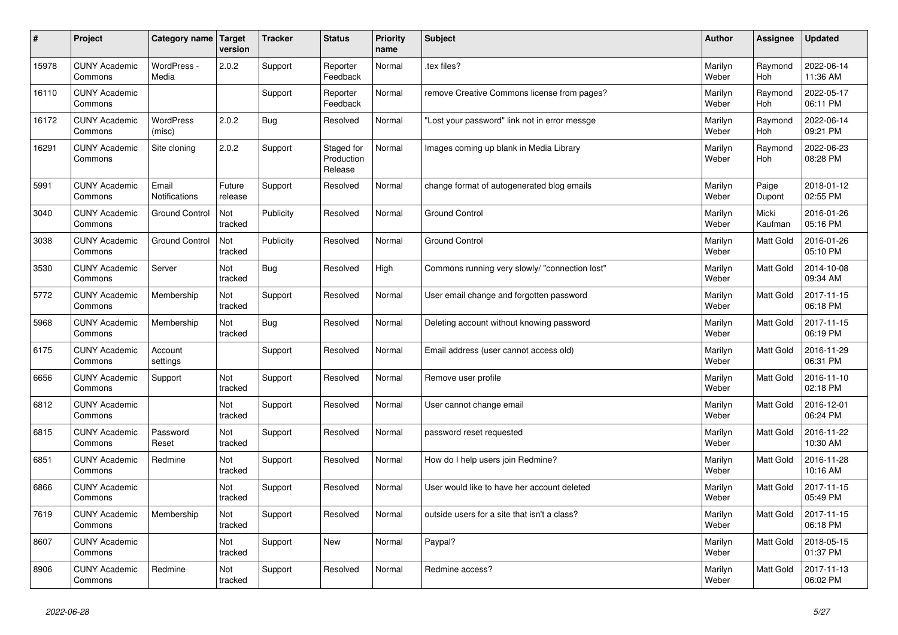| # | Project | Category name | Target version | Tracker | Status | Priority name | Subject | Author | Assignee | Updated |
|---|---|---|---|---|---|---|---|---|---|---|
| 15978 | CUNY Academic Commons | WordPress - Media | 2.0.2 | Support | Reporter Feedback | Normal | .tex files? | Marilyn Weber | Raymond Hoh | 2022-06-14 11:36 AM |
| 16110 | CUNY Academic Commons | | | Support | Reporter Feedback | Normal | remove Creative Commons license from pages? | Marilyn Weber | Raymond Hoh | 2022-05-17 06:11 PM |
| 16172 | CUNY Academic Commons | WordPress (misc) | 2.0.2 | Bug | Resolved | Normal | "Lost your password" link not in error messge | Marilyn Weber | Raymond Hoh | 2022-06-14 09:21 PM |
| 16291 | CUNY Academic Commons | Site cloning | 2.0.2 | Support | Staged for Production Release | Normal | Images coming up blank in Media Library | Marilyn Weber | Raymond Hoh | 2022-06-23 08:28 PM |
| 5991 | CUNY Academic Commons | Email Notifications | Future release | Support | Resolved | Normal | change format of autogenerated blog emails | Marilyn Weber | Paige Dupont | 2018-01-12 02:55 PM |
| 3040 | CUNY Academic Commons | Ground Control | Not tracked | Publicity | Resolved | Normal | Ground Control | Marilyn Weber | Micki Kaufman | 2016-01-26 05:16 PM |
| 3038 | CUNY Academic Commons | Ground Control | Not tracked | Publicity | Resolved | Normal | Ground Control | Marilyn Weber | Matt Gold | 2016-01-26 05:10 PM |
| 3530 | CUNY Academic Commons | Server | Not tracked | Bug | Resolved | High | Commons running very slowly/ "connection lost" | Marilyn Weber | Matt Gold | 2014-10-08 09:34 AM |
| 5772 | CUNY Academic Commons | Membership | Not tracked | Support | Resolved | Normal | User email change and forgotten password | Marilyn Weber | Matt Gold | 2017-11-15 06:18 PM |
| 5968 | CUNY Academic Commons | Membership | Not tracked | Bug | Resolved | Normal | Deleting account without knowing password | Marilyn Weber | Matt Gold | 2017-11-15 06:19 PM |
| 6175 | CUNY Academic Commons | Account settings | | Support | Resolved | Normal | Email address (user cannot access old) | Marilyn Weber | Matt Gold | 2016-11-29 06:31 PM |
| 6656 | CUNY Academic Commons | Support | Not tracked | Support | Resolved | Normal | Remove user profile | Marilyn Weber | Matt Gold | 2016-11-10 02:18 PM |
| 6812 | CUNY Academic Commons | | Not tracked | Support | Resolved | Normal | User cannot change email | Marilyn Weber | Matt Gold | 2016-12-01 06:24 PM |
| 6815 | CUNY Academic Commons | Password Reset | Not tracked | Support | Resolved | Normal | password reset requested | Marilyn Weber | Matt Gold | 2016-11-22 10:30 AM |
| 6851 | CUNY Academic Commons | Redmine | Not tracked | Support | Resolved | Normal | How do I help users join Redmine? | Marilyn Weber | Matt Gold | 2016-11-28 10:16 AM |
| 6866 | CUNY Academic Commons | | Not tracked | Support | Resolved | Normal | User would like to have her account deleted | Marilyn Weber | Matt Gold | 2017-11-15 05:49 PM |
| 7619 | CUNY Academic Commons | Membership | Not tracked | Support | Resolved | Normal | outside users for a site that isn't a class? | Marilyn Weber | Matt Gold | 2017-11-15 06:18 PM |
| 8607 | CUNY Academic Commons | | Not tracked | Support | New | Normal | Paypal? | Marilyn Weber | Matt Gold | 2018-05-15 01:37 PM |
| 8906 | CUNY Academic Commons | Redmine | Not tracked | Support | Resolved | Normal | Redmine access? | Marilyn Weber | Matt Gold | 2017-11-13 06:02 PM |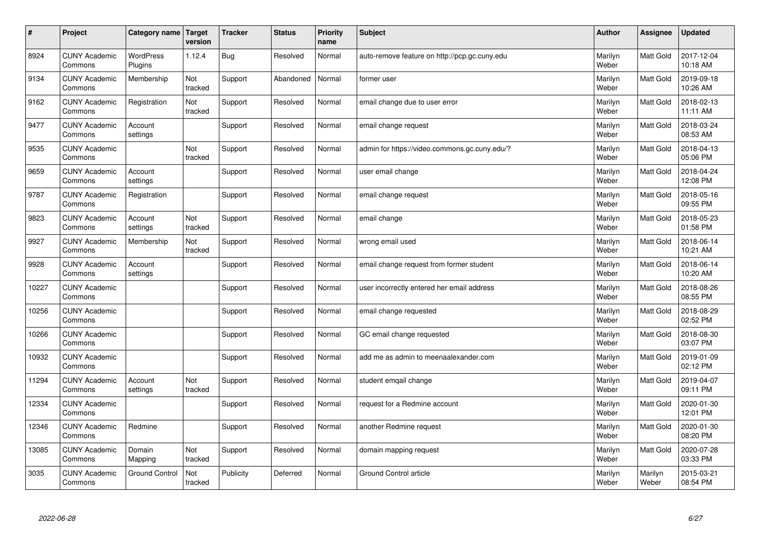| # | Project | Category name | Target version | Tracker | Status | Priority name | Subject | Author | Assignee | Updated |
|---|---|---|---|---|---|---|---|---|---|---|
| 8924 | CUNY Academic Commons | WordPress Plugins | 1.12.4 | Bug | Resolved | Normal | auto-remove feature on http://pcp.gc.cuny.edu | Marilyn Weber | Matt Gold | 2017-12-04 10:18 AM |
| 9134 | CUNY Academic Commons | Membership | Not tracked | Support | Abandoned | Normal | former user | Marilyn Weber | Matt Gold | 2019-09-18 10:26 AM |
| 9162 | CUNY Academic Commons | Registration | Not tracked | Support | Resolved | Normal | email change due to user error | Marilyn Weber | Matt Gold | 2018-02-13 11:11 AM |
| 9477 | CUNY Academic Commons | Account settings | | Support | Resolved | Normal | email change request | Marilyn Weber | Matt Gold | 2018-03-24 08:53 AM |
| 9535 | CUNY Academic Commons | | Not tracked | Support | Resolved | Normal | admin for https://video.commons.gc.cuny.edu/? | Marilyn Weber | Matt Gold | 2018-04-13 05:06 PM |
| 9659 | CUNY Academic Commons | Account settings | | Support | Resolved | Normal | user email change | Marilyn Weber | Matt Gold | 2018-04-24 12:08 PM |
| 9787 | CUNY Academic Commons | Registration | | Support | Resolved | Normal | email change request | Marilyn Weber | Matt Gold | 2018-05-16 09:55 PM |
| 9823 | CUNY Academic Commons | Account settings | Not tracked | Support | Resolved | Normal | email change | Marilyn Weber | Matt Gold | 2018-05-23 01:58 PM |
| 9927 | CUNY Academic Commons | Membership | Not tracked | Support | Resolved | Normal | wrong email used | Marilyn Weber | Matt Gold | 2018-06-14 10:21 AM |
| 9928 | CUNY Academic Commons | Account settings | | Support | Resolved | Normal | email change request from former student | Marilyn Weber | Matt Gold | 2018-06-14 10:20 AM |
| 10227 | CUNY Academic Commons | | | Support | Resolved | Normal | user incorrectly entered her email address | Marilyn Weber | Matt Gold | 2018-08-26 08:55 PM |
| 10256 | CUNY Academic Commons | | | Support | Resolved | Normal | email change requested | Marilyn Weber | Matt Gold | 2018-08-29 02:52 PM |
| 10266 | CUNY Academic Commons | | | Support | Resolved | Normal | GC email change requested | Marilyn Weber | Matt Gold | 2018-08-30 03:07 PM |
| 10932 | CUNY Academic Commons | | | Support | Resolved | Normal | add me as admin to meenaalexander.com | Marilyn Weber | Matt Gold | 2019-01-09 02:12 PM |
| 11294 | CUNY Academic Commons | Account settings | Not tracked | Support | Resolved | Normal | student emqail change | Marilyn Weber | Matt Gold | 2019-04-07 09:11 PM |
| 12334 | CUNY Academic Commons | | | Support | Resolved | Normal | request for a Redmine account | Marilyn Weber | Matt Gold | 2020-01-30 12:01 PM |
| 12346 | CUNY Academic Commons | Redmine | | Support | Resolved | Normal | another Redmine request | Marilyn Weber | Matt Gold | 2020-01-30 08:20 PM |
| 13085 | CUNY Academic Commons | Domain Mapping | Not tracked | Support | Resolved | Normal | domain mapping request | Marilyn Weber | Matt Gold | 2020-07-28 03:33 PM |
| 3035 | CUNY Academic Commons | Ground Control | Not tracked | Publicity | Deferred | Normal | Ground Control article | Marilyn Weber | Marilyn Weber | 2015-03-21 08:54 PM |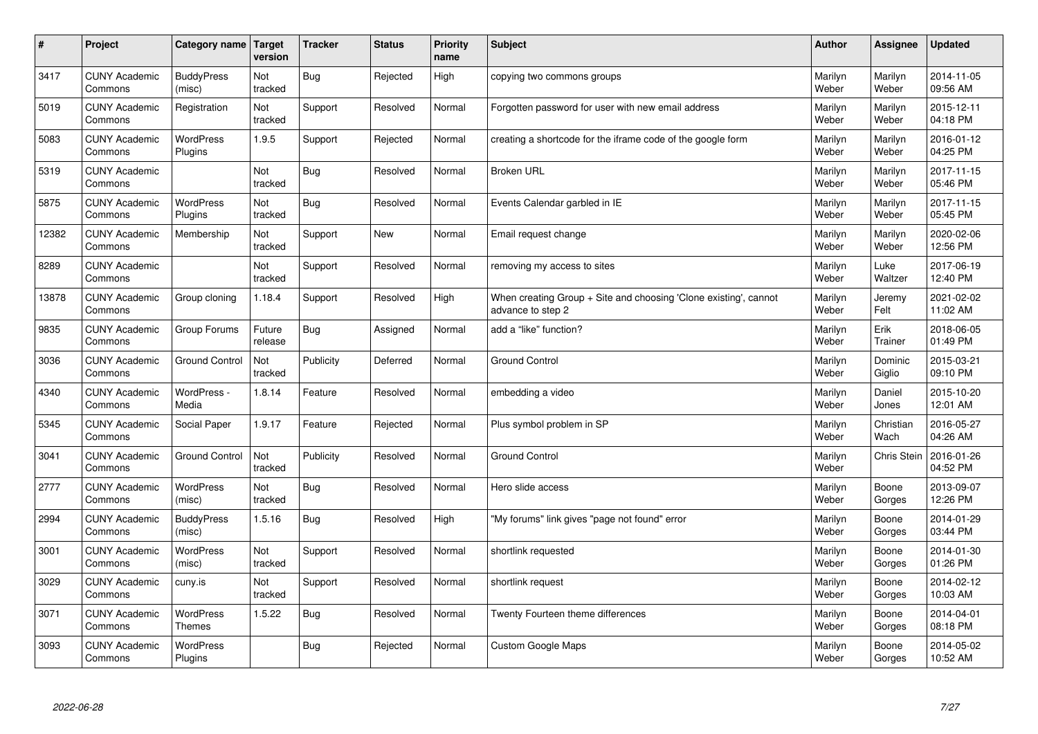| # | Project | Category name | Target version | Tracker | Status | Priority name | Subject | Author | Assignee | Updated |
|---|---|---|---|---|---|---|---|---|---|---|
| 3417 | CUNY Academic Commons | BuddyPress (misc) | Not tracked | Bug | Rejected | High | copying two commons groups | Marilyn Weber | Marilyn Weber | 2014-11-05 09:56 AM |
| 5019 | CUNY Academic Commons | Registration | Not tracked | Support | Resolved | Normal | Forgotten password for user with new email address | Marilyn Weber | Marilyn Weber | 2015-12-11 04:18 PM |
| 5083 | CUNY Academic Commons | WordPress Plugins | 1.9.5 | Support | Rejected | Normal | creating a shortcode for the iframe code of the google form | Marilyn Weber | Marilyn Weber | 2016-01-12 04:25 PM |
| 5319 | CUNY Academic Commons | | Not tracked | Bug | Resolved | Normal | Broken URL | Marilyn Weber | Marilyn Weber | 2017-11-15 05:46 PM |
| 5875 | CUNY Academic Commons | WordPress Plugins | Not tracked | Bug | Resolved | Normal | Events Calendar garbled in IE | Marilyn Weber | Marilyn Weber | 2017-11-15 05:45 PM |
| 12382 | CUNY Academic Commons | Membership | Not tracked | Support | New | Normal | Email request change | Marilyn Weber | Marilyn Weber | 2020-02-06 12:56 PM |
| 8289 | CUNY Academic Commons | | Not tracked | Support | Resolved | Normal | removing my access to sites | Marilyn Weber | Luke Waltzer | 2017-06-19 12:40 PM |
| 13878 | CUNY Academic Commons | Group cloning | 1.18.4 | Support | Resolved | High | When creating Group + Site and choosing 'Clone existing', cannot advance to step 2 | Marilyn Weber | Jeremy Felt | 2021-02-02 11:02 AM |
| 9835 | CUNY Academic Commons | Group Forums | Future release | Bug | Assigned | Normal | add a "like" function? | Marilyn Weber | Erik Trainer | 2018-06-05 01:49 PM |
| 3036 | CUNY Academic Commons | Ground Control | Not tracked | Publicity | Deferred | Normal | Ground Control | Marilyn Weber | Dominic Giglio | 2015-03-21 09:10 PM |
| 4340 | CUNY Academic Commons | WordPress - Media | 1.8.14 | Feature | Resolved | Normal | embedding a video | Marilyn Weber | Daniel Jones | 2015-10-20 12:01 AM |
| 5345 | CUNY Academic Commons | Social Paper | 1.9.17 | Feature | Rejected | Normal | Plus symbol problem in SP | Marilyn Weber | Christian Wach | 2016-05-27 04:26 AM |
| 3041 | CUNY Academic Commons | Ground Control | Not tracked | Publicity | Resolved | Normal | Ground Control | Marilyn Weber | Chris Stein | 2016-01-26 04:52 PM |
| 2777 | CUNY Academic Commons | WordPress (misc) | Not tracked | Bug | Resolved | Normal | Hero slide access | Marilyn Weber | Boone Gorges | 2013-09-07 12:26 PM |
| 2994 | CUNY Academic Commons | BuddyPress (misc) | 1.5.16 | Bug | Resolved | High | "My forums" link gives "page not found" error | Marilyn Weber | Boone Gorges | 2014-01-29 03:44 PM |
| 3001 | CUNY Academic Commons | WordPress (misc) | Not tracked | Support | Resolved | Normal | shortlink requested | Marilyn Weber | Boone Gorges | 2014-01-30 01:26 PM |
| 3029 | CUNY Academic Commons | cuny.is | Not tracked | Support | Resolved | Normal | shortlink request | Marilyn Weber | Boone Gorges | 2014-02-12 10:03 AM |
| 3071 | CUNY Academic Commons | WordPress Themes | 1.5.22 | Bug | Resolved | Normal | Twenty Fourteen theme differences | Marilyn Weber | Boone Gorges | 2014-04-01 08:18 PM |
| 3093 | CUNY Academic Commons | WordPress Plugins | | Bug | Rejected | Normal | Custom Google Maps | Marilyn Weber | Boone Gorges | 2014-05-02 10:52 AM |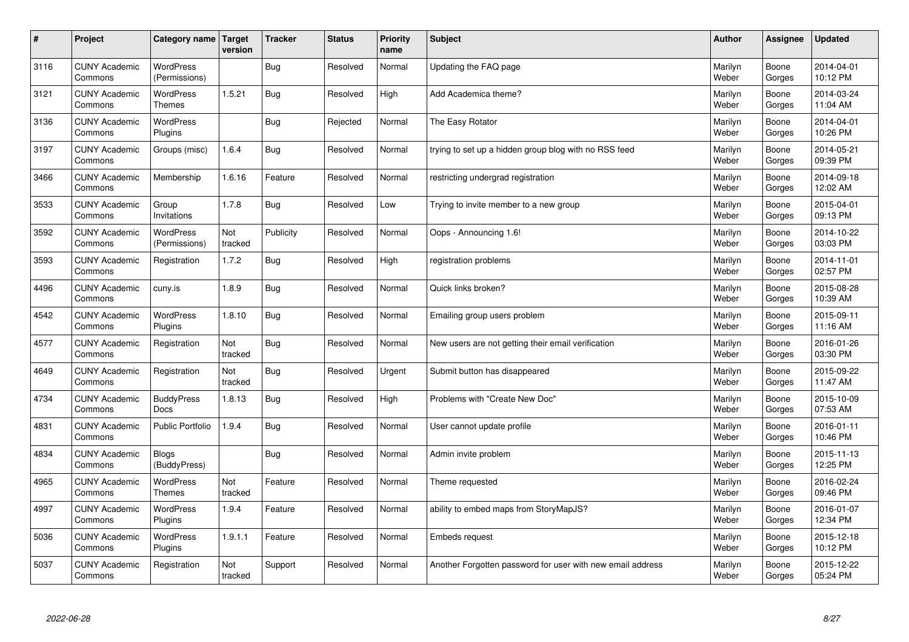| # | Project | Category name | Target version | Tracker | Status | Priority name | Subject | Author | Assignee | Updated |
|---|---|---|---|---|---|---|---|---|---|---|
| 3116 | CUNY Academic Commons | WordPress (Permissions) | | Bug | Resolved | Normal | Updating the FAQ page | Marilyn Weber | Boone Gorges | 2014-04-01 10:12 PM |
| 3121 | CUNY Academic Commons | WordPress Themes | 1.5.21 | Bug | Resolved | High | Add Academica theme? | Marilyn Weber | Boone Gorges | 2014-03-24 11:04 AM |
| 3136 | CUNY Academic Commons | WordPress Plugins | | Bug | Rejected | Normal | The Easy Rotator | Marilyn Weber | Boone Gorges | 2014-04-01 10:26 PM |
| 3197 | CUNY Academic Commons | Groups (misc) | 1.6.4 | Bug | Resolved | Normal | trying to set up a hidden group blog with no RSS feed | Marilyn Weber | Boone Gorges | 2014-05-21 09:39 PM |
| 3466 | CUNY Academic Commons | Membership | 1.6.16 | Feature | Resolved | Normal | restricting undergrad registration | Marilyn Weber | Boone Gorges | 2014-09-18 12:02 AM |
| 3533 | CUNY Academic Commons | Group Invitations | 1.7.8 | Bug | Resolved | Low | Trying to invite member to a new group | Marilyn Weber | Boone Gorges | 2015-04-01 09:13 PM |
| 3592 | CUNY Academic Commons | WordPress (Permissions) | Not tracked | Publicity | Resolved | Normal | Oops - Announcing 1.6! | Marilyn Weber | Boone Gorges | 2014-10-22 03:03 PM |
| 3593 | CUNY Academic Commons | Registration | 1.7.2 | Bug | Resolved | High | registration problems | Marilyn Weber | Boone Gorges | 2014-11-01 02:57 PM |
| 4496 | CUNY Academic Commons | cuny.is | 1.8.9 | Bug | Resolved | Normal | Quick links broken? | Marilyn Weber | Boone Gorges | 2015-08-28 10:39 AM |
| 4542 | CUNY Academic Commons | WordPress Plugins | 1.8.10 | Bug | Resolved | Normal | Emailing group users problem | Marilyn Weber | Boone Gorges | 2015-09-11 11:16 AM |
| 4577 | CUNY Academic Commons | Registration | Not tracked | Bug | Resolved | Normal | New users are not getting their email verification | Marilyn Weber | Boone Gorges | 2016-01-26 03:30 PM |
| 4649 | CUNY Academic Commons | Registration | Not tracked | Bug | Resolved | Urgent | Submit button has disappeared | Marilyn Weber | Boone Gorges | 2015-09-22 11:47 AM |
| 4734 | CUNY Academic Commons | BuddyPress Docs | 1.8.13 | Bug | Resolved | High | Problems with "Create New Doc" | Marilyn Weber | Boone Gorges | 2015-10-09 07:53 AM |
| 4831 | CUNY Academic Commons | Public Portfolio | 1.9.4 | Bug | Resolved | Normal | User cannot update profile | Marilyn Weber | Boone Gorges | 2016-01-11 10:46 PM |
| 4834 | CUNY Academic Commons | Blogs (BuddyPress) | | Bug | Resolved | Normal | Admin invite problem | Marilyn Weber | Boone Gorges | 2015-11-13 12:25 PM |
| 4965 | CUNY Academic Commons | WordPress Themes | Not tracked | Feature | Resolved | Normal | Theme requested | Marilyn Weber | Boone Gorges | 2016-02-24 09:46 PM |
| 4997 | CUNY Academic Commons | WordPress Plugins | 1.9.4 | Feature | Resolved | Normal | ability to embed maps from StoryMapJS? | Marilyn Weber | Boone Gorges | 2016-01-07 12:34 PM |
| 5036 | CUNY Academic Commons | WordPress Plugins | 1.9.1.1 | Feature | Resolved | Normal | Embeds request | Marilyn Weber | Boone Gorges | 2015-12-18 10:12 PM |
| 5037 | CUNY Academic Commons | Registration | Not tracked | Support | Resolved | Normal | Another Forgotten password for user with new email address | Marilyn Weber | Boone Gorges | 2015-12-22 05:24 PM |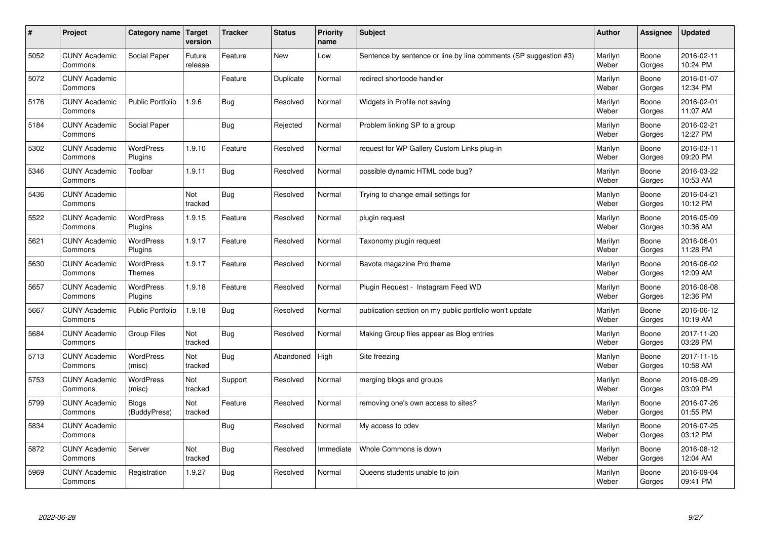| # | Project | Category name | Target version | Tracker | Status | Priority name | Subject | Author | Assignee | Updated |
|---|---|---|---|---|---|---|---|---|---|---|
| 5052 | CUNY Academic Commons | Social Paper | Future release | Feature | New | Low | Sentence by sentence or line by line comments (SP suggestion #3) | Marilyn Weber | Boone Gorges | 2016-02-11 10:24 PM |
| 5072 | CUNY Academic Commons | | | Feature | Duplicate | Normal | redirect shortcode handler | Marilyn Weber | Boone Gorges | 2016-01-07 12:34 PM |
| 5176 | CUNY Academic Commons | Public Portfolio | 1.9.6 | Bug | Resolved | Normal | Widgets in Profile not saving | Marilyn Weber | Boone Gorges | 2016-02-01 11:07 AM |
| 5184 | CUNY Academic Commons | Social Paper | | Bug | Rejected | Normal | Problem linking SP to a group | Marilyn Weber | Boone Gorges | 2016-02-21 12:27 PM |
| 5302 | CUNY Academic Commons | WordPress Plugins | 1.9.10 | Feature | Resolved | Normal | request for WP Gallery Custom Links plug-in | Marilyn Weber | Boone Gorges | 2016-03-11 09:20 PM |
| 5346 | CUNY Academic Commons | Toolbar | 1.9.11 | Bug | Resolved | Normal | possible dynamic HTML code bug? | Marilyn Weber | Boone Gorges | 2016-03-22 10:53 AM |
| 5436 | CUNY Academic Commons | | Not tracked | Bug | Resolved | Normal | Trying to change email settings for | Marilyn Weber | Boone Gorges | 2016-04-21 10:12 PM |
| 5522 | CUNY Academic Commons | WordPress Plugins | 1.9.15 | Feature | Resolved | Normal | plugin request | Marilyn Weber | Boone Gorges | 2016-05-09 10:36 AM |
| 5621 | CUNY Academic Commons | WordPress Plugins | 1.9.17 | Feature | Resolved | Normal | Taxonomy plugin request | Marilyn Weber | Boone Gorges | 2016-06-01 11:28 PM |
| 5630 | CUNY Academic Commons | WordPress Themes | 1.9.17 | Feature | Resolved | Normal | Bavota magazine Pro theme | Marilyn Weber | Boone Gorges | 2016-06-02 12:09 AM |
| 5657 | CUNY Academic Commons | WordPress Plugins | 1.9.18 | Feature | Resolved | Normal | Plugin Request - Instagram Feed WD | Marilyn Weber | Boone Gorges | 2016-06-08 12:36 PM |
| 5667 | CUNY Academic Commons | Public Portfolio | 1.9.18 | Bug | Resolved | Normal | publication section on my public portfolio won't update | Marilyn Weber | Boone Gorges | 2016-06-12 10:19 AM |
| 5684 | CUNY Academic Commons | Group Files | Not tracked | Bug | Resolved | Normal | Making Group files appear as Blog entries | Marilyn Weber | Boone Gorges | 2017-11-20 03:28 PM |
| 5713 | CUNY Academic Commons | WordPress (misc) | Not tracked | Bug | Abandoned | High | Site freezing | Marilyn Weber | Boone Gorges | 2017-11-15 10:58 AM |
| 5753 | CUNY Academic Commons | WordPress (misc) | Not tracked | Support | Resolved | Normal | merging blogs and groups | Marilyn Weber | Boone Gorges | 2016-08-29 03:09 PM |
| 5799 | CUNY Academic Commons | Blogs (BuddyPress) | Not tracked | Feature | Resolved | Normal | removing one's own access to sites? | Marilyn Weber | Boone Gorges | 2016-07-26 01:55 PM |
| 5834 | CUNY Academic Commons | | | Bug | Resolved | Normal | My access to cdev | Marilyn Weber | Boone Gorges | 2016-07-25 03:12 PM |
| 5872 | CUNY Academic Commons | Server | Not tracked | Bug | Resolved | Immediate | Whole Commons is down | Marilyn Weber | Boone Gorges | 2016-08-12 12:04 AM |
| 5969 | CUNY Academic Commons | Registration | 1.9.27 | Bug | Resolved | Normal | Queens students unable to join | Marilyn Weber | Boone Gorges | 2016-09-04 09:41 PM |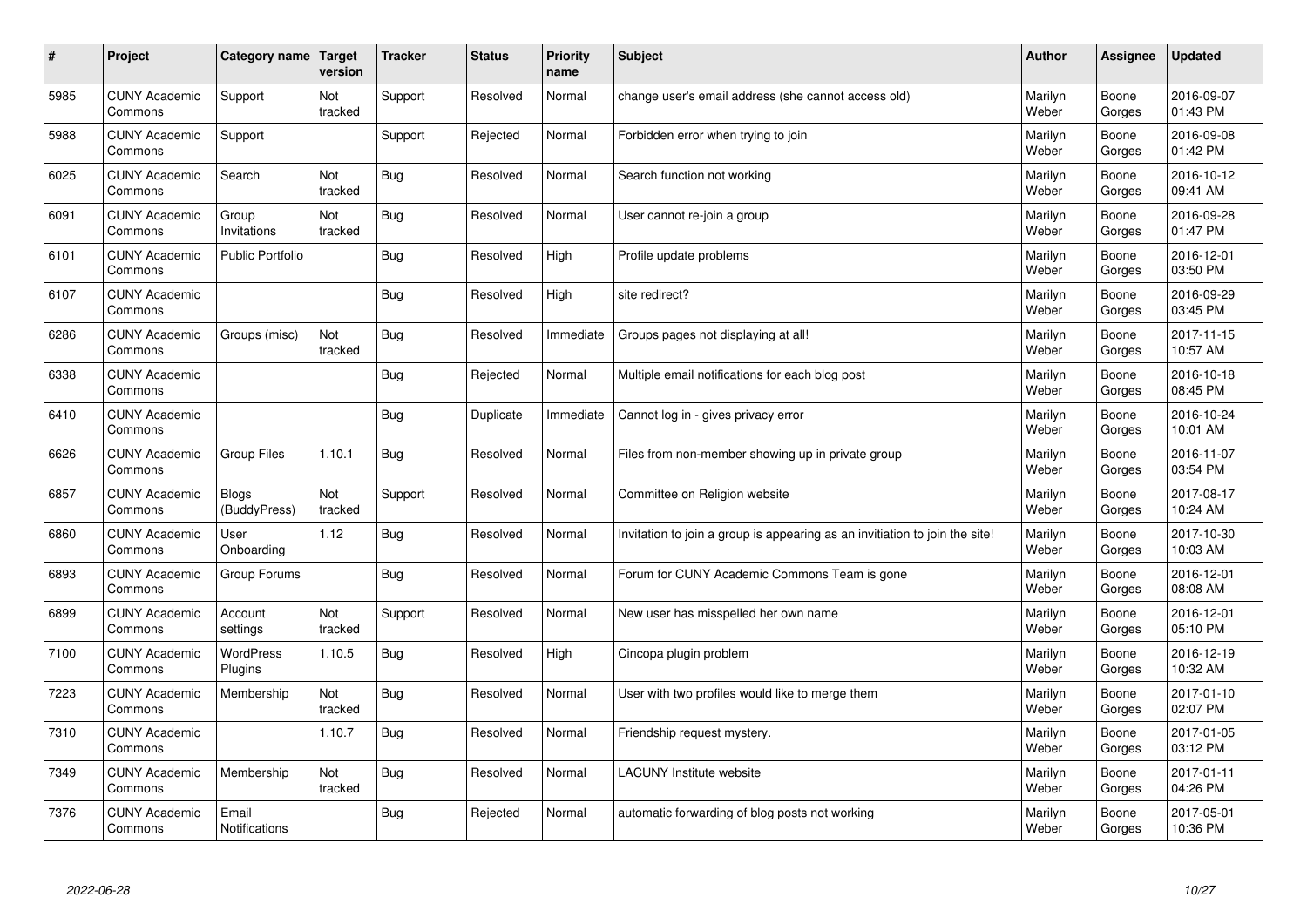| # | Project | Category name | Target version | Tracker | Status | Priority name | Subject | Author | Assignee | Updated |
|---|---|---|---|---|---|---|---|---|---|---|
| 5985 | CUNY Academic Commons | Support | Not tracked | Support | Resolved | Normal | change user's email address (she cannot access old) | Marilyn Weber | Boone Gorges | 2016-09-07 01:43 PM |
| 5988 | CUNY Academic Commons | Support | | Support | Rejected | Normal | Forbidden error when trying to join | Marilyn Weber | Boone Gorges | 2016-09-08 01:42 PM |
| 6025 | CUNY Academic Commons | Search | Not tracked | Bug | Resolved | Normal | Search function not working | Marilyn Weber | Boone Gorges | 2016-10-12 09:41 AM |
| 6091 | CUNY Academic Commons | Group Invitations | Not tracked | Bug | Resolved | Normal | User cannot re-join a group | Marilyn Weber | Boone Gorges | 2016-09-28 01:47 PM |
| 6101 | CUNY Academic Commons | Public Portfolio | | Bug | Resolved | High | Profile update problems | Marilyn Weber | Boone Gorges | 2016-12-01 03:50 PM |
| 6107 | CUNY Academic Commons | | | Bug | Resolved | High | site redirect? | Marilyn Weber | Boone Gorges | 2016-09-29 03:45 PM |
| 6286 | CUNY Academic Commons | Groups (misc) | Not tracked | Bug | Resolved | Immediate | Groups pages not displaying at all! | Marilyn Weber | Boone Gorges | 2017-11-15 10:57 AM |
| 6338 | CUNY Academic Commons | | | Bug | Rejected | Normal | Multiple email notifications for each blog post | Marilyn Weber | Boone Gorges | 2016-10-18 08:45 PM |
| 6410 | CUNY Academic Commons | | | Bug | Duplicate | Immediate | Cannot log in - gives privacy error | Marilyn Weber | Boone Gorges | 2016-10-24 10:01 AM |
| 6626 | CUNY Academic Commons | Group Files | 1.10.1 | Bug | Resolved | Normal | Files from non-member showing up in private group | Marilyn Weber | Boone Gorges | 2016-11-07 03:54 PM |
| 6857 | CUNY Academic Commons | Blogs (BuddyPress) | Not tracked | Support | Resolved | Normal | Committee on Religion website | Marilyn Weber | Boone Gorges | 2017-08-17 10:24 AM |
| 6860 | CUNY Academic Commons | User Onboarding | 1.12 | Bug | Resolved | Normal | Invitation to join a group is appearing as an invitiation to join the site! | Marilyn Weber | Boone Gorges | 2017-10-30 10:03 AM |
| 6893 | CUNY Academic Commons | Group Forums | | Bug | Resolved | Normal | Forum for CUNY Academic Commons Team is gone | Marilyn Weber | Boone Gorges | 2016-12-01 08:08 AM |
| 6899 | CUNY Academic Commons | Account settings | Not tracked | Support | Resolved | Normal | New user has misspelled her own name | Marilyn Weber | Boone Gorges | 2016-12-01 05:10 PM |
| 7100 | CUNY Academic Commons | WordPress Plugins | 1.10.5 | Bug | Resolved | High | Cincopa plugin problem | Marilyn Weber | Boone Gorges | 2016-12-19 10:32 AM |
| 7223 | CUNY Academic Commons | Membership | Not tracked | Bug | Resolved | Normal | User with two profiles would like to merge them | Marilyn Weber | Boone Gorges | 2017-01-10 02:07 PM |
| 7310 | CUNY Academic Commons | | 1.10.7 | Bug | Resolved | Normal | Friendship request mystery. | Marilyn Weber | Boone Gorges | 2017-01-05 03:12 PM |
| 7349 | CUNY Academic Commons | Membership | Not tracked | Bug | Resolved | Normal | LACUNY Institute website | Marilyn Weber | Boone Gorges | 2017-01-11 04:26 PM |
| 7376 | CUNY Academic Commons | Email Notifications | | Bug | Rejected | Normal | automatic forwarding of blog posts not working | Marilyn Weber | Boone Gorges | 2017-05-01 10:36 PM |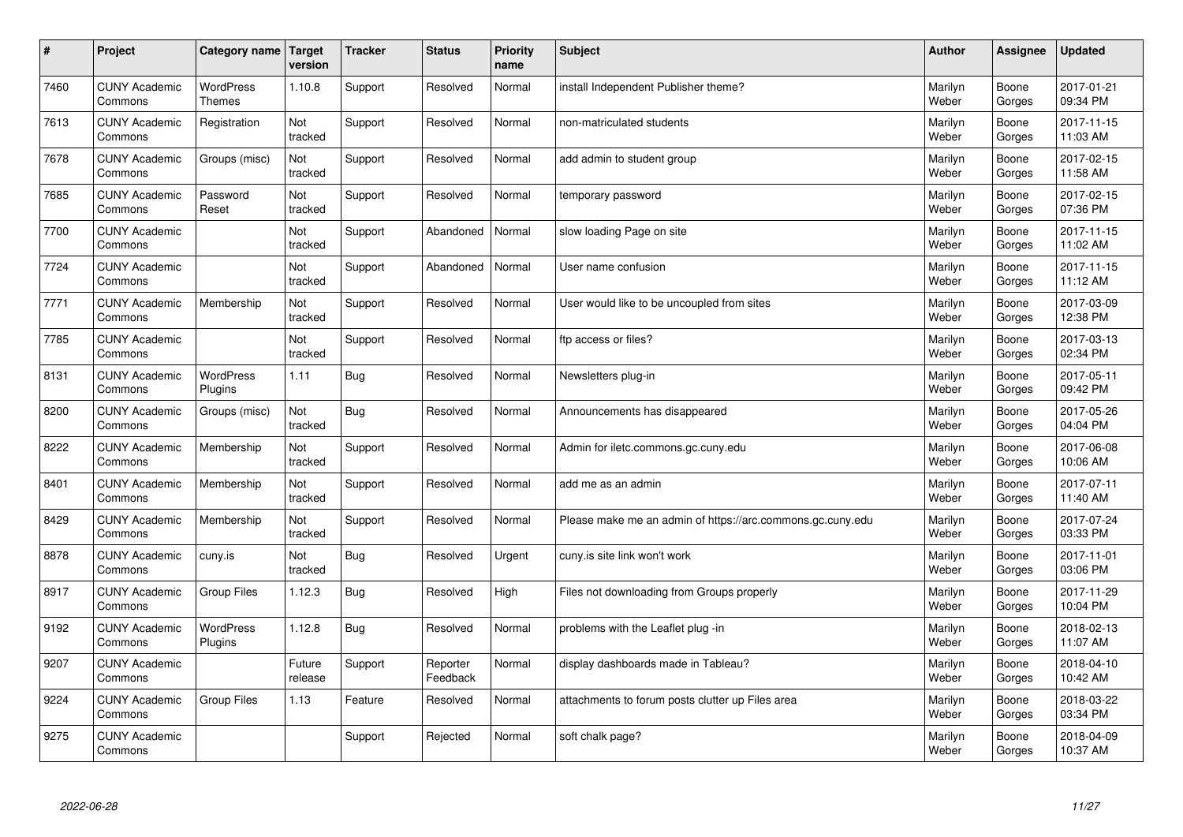| # | Project | Category name | Target version | Tracker | Status | Priority name | Subject | Author | Assignee | Updated |
|---|---|---|---|---|---|---|---|---|---|---|
| 7460 | CUNY Academic Commons | WordPress Themes | 1.10.8 | Support | Resolved | Normal | install Independent Publisher theme? | Marilyn Weber | Boone Gorges | 2017-01-21 09:34 PM |
| 7613 | CUNY Academic Commons | Registration | Not tracked | Support | Resolved | Normal | non-matriculated students | Marilyn Weber | Boone Gorges | 2017-11-15 11:03 AM |
| 7678 | CUNY Academic Commons | Groups (misc) | Not tracked | Support | Resolved | Normal | add admin to student group | Marilyn Weber | Boone Gorges | 2017-02-15 11:58 AM |
| 7685 | CUNY Academic Commons | Password Reset | Not tracked | Support | Resolved | Normal | temporary password | Marilyn Weber | Boone Gorges | 2017-02-15 07:36 PM |
| 7700 | CUNY Academic Commons | | Not tracked | Support | Abandoned | Normal | slow loading Page on site | Marilyn Weber | Boone Gorges | 2017-11-15 11:02 AM |
| 7724 | CUNY Academic Commons | | Not tracked | Support | Abandoned | Normal | User name confusion | Marilyn Weber | Boone Gorges | 2017-11-15 11:12 AM |
| 7771 | CUNY Academic Commons | Membership | Not tracked | Support | Resolved | Normal | User would like to be uncoupled from sites | Marilyn Weber | Boone Gorges | 2017-03-09 12:38 PM |
| 7785 | CUNY Academic Commons | | Not tracked | Support | Resolved | Normal | ftp access or files? | Marilyn Weber | Boone Gorges | 2017-03-13 02:34 PM |
| 8131 | CUNY Academic Commons | WordPress Plugins | 1.11 | Bug | Resolved | Normal | Newsletters plug-in | Marilyn Weber | Boone Gorges | 2017-05-11 09:42 PM |
| 8200 | CUNY Academic Commons | Groups (misc) | Not tracked | Bug | Resolved | Normal | Announcements has disappeared | Marilyn Weber | Boone Gorges | 2017-05-26 04:04 PM |
| 8222 | CUNY Academic Commons | Membership | Not tracked | Support | Resolved | Normal | Admin for iletc.commons.gc.cuny.edu | Marilyn Weber | Boone Gorges | 2017-06-08 10:06 AM |
| 8401 | CUNY Academic Commons | Membership | Not tracked | Support | Resolved | Normal | add me as an admin | Marilyn Weber | Boone Gorges | 2017-07-11 11:40 AM |
| 8429 | CUNY Academic Commons | Membership | Not tracked | Support | Resolved | Normal | Please make me an admin of https://arc.commons.gc.cuny.edu | Marilyn Weber | Boone Gorges | 2017-07-24 03:33 PM |
| 8878 | CUNY Academic Commons | cuny.is | Not tracked | Bug | Resolved | Urgent | cuny.is site link won't work | Marilyn Weber | Boone Gorges | 2017-11-01 03:06 PM |
| 8917 | CUNY Academic Commons | Group Files | 1.12.3 | Bug | Resolved | High | Files not downloading from Groups properly | Marilyn Weber | Boone Gorges | 2017-11-29 10:04 PM |
| 9192 | CUNY Academic Commons | WordPress Plugins | 1.12.8 | Bug | Resolved | Normal | problems with the Leaflet plug -in | Marilyn Weber | Boone Gorges | 2018-02-13 11:07 AM |
| 9207 | CUNY Academic Commons | | Future release | Support | Reporter Feedback | Normal | display dashboards made in Tableau? | Marilyn Weber | Boone Gorges | 2018-04-10 10:42 AM |
| 9224 | CUNY Academic Commons | Group Files | 1.13 | Feature | Resolved | Normal | attachments to forum posts clutter up Files area | Marilyn Weber | Boone Gorges | 2018-03-22 03:34 PM |
| 9275 | CUNY Academic Commons | | | Support | Rejected | Normal | soft chalk page? | Marilyn Weber | Boone Gorges | 2018-04-09 10:37 AM |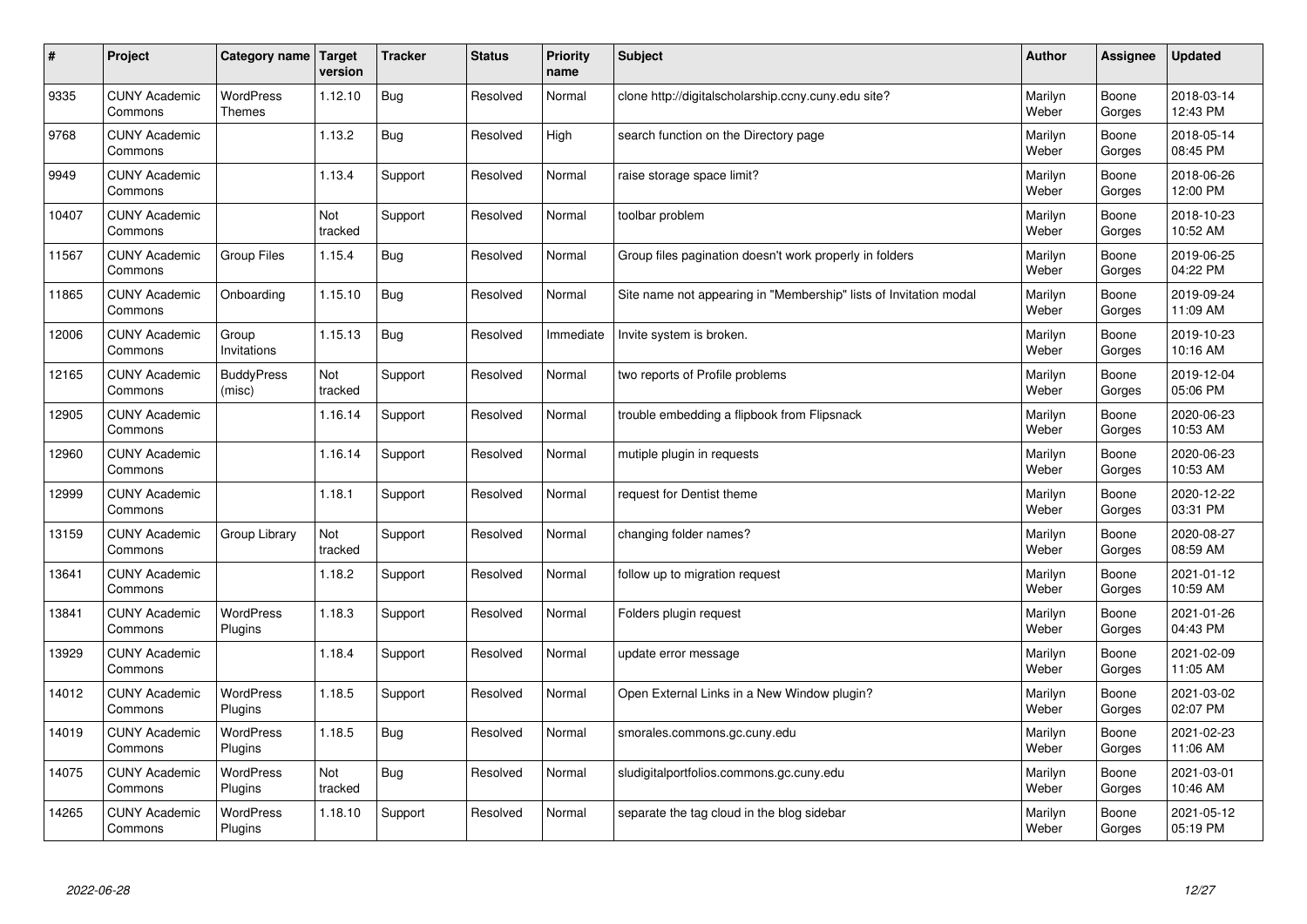| # | Project | Category name | Target version | Tracker | Status | Priority name | Subject | Author | Assignee | Updated |
|---|---|---|---|---|---|---|---|---|---|---|
| 9335 | CUNY Academic Commons | WordPress Themes | 1.12.10 | Bug | Resolved | Normal | clone http://digitalscholarship.ccny.cuny.edu site? | Marilyn Weber | Boone Gorges | 2018-03-14 12:43 PM |
| 9768 | CUNY Academic Commons | | 1.13.2 | Bug | Resolved | High | search function on the Directory page | Marilyn Weber | Boone Gorges | 2018-05-14 08:45 PM |
| 9949 | CUNY Academic Commons | | 1.13.4 | Support | Resolved | Normal | raise storage space limit? | Marilyn Weber | Boone Gorges | 2018-06-26 12:00 PM |
| 10407 | CUNY Academic Commons | | Not tracked | Support | Resolved | Normal | toolbar problem | Marilyn Weber | Boone Gorges | 2018-10-23 10:52 AM |
| 11567 | CUNY Academic Commons | Group Files | 1.15.4 | Bug | Resolved | Normal | Group files pagination doesn't work properly in folders | Marilyn Weber | Boone Gorges | 2019-06-25 04:22 PM |
| 11865 | CUNY Academic Commons | Onboarding | 1.15.10 | Bug | Resolved | Normal | Site name not appearing in "Membership" lists of Invitation modal | Marilyn Weber | Boone Gorges | 2019-09-24 11:09 AM |
| 12006 | CUNY Academic Commons | Group Invitations | 1.15.13 | Bug | Resolved | Immediate | Invite system is broken. | Marilyn Weber | Boone Gorges | 2019-10-23 10:16 AM |
| 12165 | CUNY Academic Commons | BuddyPress (misc) | Not tracked | Support | Resolved | Normal | two reports of Profile problems | Marilyn Weber | Boone Gorges | 2019-12-04 05:06 PM |
| 12905 | CUNY Academic Commons | | 1.16.14 | Support | Resolved | Normal | trouble embedding a flipbook from Flipsnack | Marilyn Weber | Boone Gorges | 2020-06-23 10:53 AM |
| 12960 | CUNY Academic Commons | | 1.16.14 | Support | Resolved | Normal | mutiple plugin in requests | Marilyn Weber | Boone Gorges | 2020-06-23 10:53 AM |
| 12999 | CUNY Academic Commons | | 1.18.1 | Support | Resolved | Normal | request for Dentist theme | Marilyn Weber | Boone Gorges | 2020-12-22 03:31 PM |
| 13159 | CUNY Academic Commons | Group Library | Not tracked | Support | Resolved | Normal | changing folder names? | Marilyn Weber | Boone Gorges | 2020-08-27 08:59 AM |
| 13641 | CUNY Academic Commons | | 1.18.2 | Support | Resolved | Normal | follow up to migration request | Marilyn Weber | Boone Gorges | 2021-01-12 10:59 AM |
| 13841 | CUNY Academic Commons | WordPress Plugins | 1.18.3 | Support | Resolved | Normal | Folders plugin request | Marilyn Weber | Boone Gorges | 2021-01-26 04:43 PM |
| 13929 | CUNY Academic Commons | | 1.18.4 | Support | Resolved | Normal | update error message | Marilyn Weber | Boone Gorges | 2021-02-09 11:05 AM |
| 14012 | CUNY Academic Commons | WordPress Plugins | 1.18.5 | Support | Resolved | Normal | Open External Links in a New Window plugin? | Marilyn Weber | Boone Gorges | 2021-03-02 02:07 PM |
| 14019 | CUNY Academic Commons | WordPress Plugins | 1.18.5 | Bug | Resolved | Normal | smorales.commons.gc.cuny.edu | Marilyn Weber | Boone Gorges | 2021-02-23 11:06 AM |
| 14075 | CUNY Academic Commons | WordPress Plugins | Not tracked | Bug | Resolved | Normal | sludigitalportfolios.commons.gc.cuny.edu | Marilyn Weber | Boone Gorges | 2021-03-01 10:46 AM |
| 14265 | CUNY Academic Commons | WordPress Plugins | 1.18.10 | Support | Resolved | Normal | separate the tag cloud in the blog sidebar | Marilyn Weber | Boone Gorges | 2021-05-12 05:19 PM |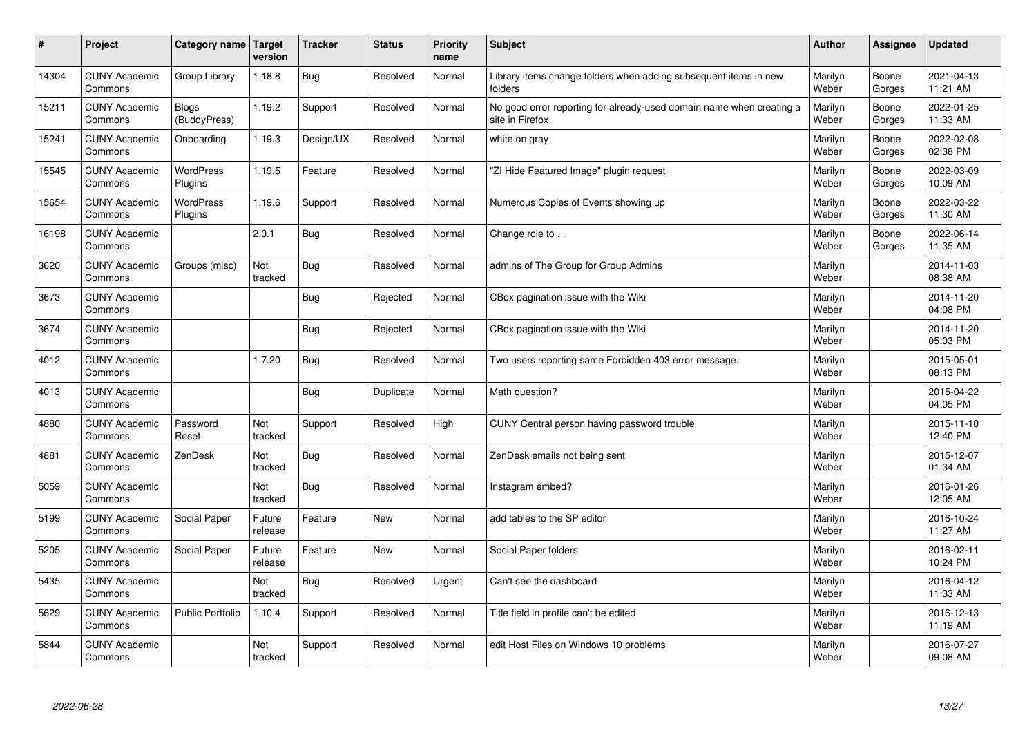| # | Project | Category name | Target version | Tracker | Status | Priority name | Subject | Author | Assignee | Updated |
|---|---|---|---|---|---|---|---|---|---|---|
| 14304 | CUNY Academic Commons | Group Library | 1.18.8 | Bug | Resolved | Normal | Library items change folders when adding subsequent items in new folders | Marilyn Weber | Boone Gorges | 2021-04-13 11:21 AM |
| 15211 | CUNY Academic Commons | Blogs (BuddyPress) | 1.19.2 | Support | Resolved | Normal | No good error reporting for already-used domain name when creating a site in Firefox | Marilyn Weber | Boone Gorges | 2022-01-25 11:33 AM |
| 15241 | CUNY Academic Commons | Onboarding | 1.19.3 | Design/UX | Resolved | Normal | white on gray | Marilyn Weber | Boone Gorges | 2022-02-08 02:38 PM |
| 15545 | CUNY Academic Commons | WordPress Plugins | 1.19.5 | Feature | Resolved | Normal | "ZI Hide Featured Image" plugin request | Marilyn Weber | Boone Gorges | 2022-03-09 10:09 AM |
| 15654 | CUNY Academic Commons | WordPress Plugins | 1.19.6 | Support | Resolved | Normal | Numerous Copies of Events showing up | Marilyn Weber | Boone Gorges | 2022-03-22 11:30 AM |
| 16198 | CUNY Academic Commons | | 2.0.1 | Bug | Resolved | Normal | Change role to . . | Marilyn Weber | Boone Gorges | 2022-06-14 11:35 AM |
| 3620 | CUNY Academic Commons | Groups (misc) | Not tracked | Bug | Resolved | Normal | admins of The Group for Group Admins | Marilyn Weber | | 2014-11-03 08:38 AM |
| 3673 | CUNY Academic Commons | | | Bug | Rejected | Normal | CBox pagination issue with the Wiki | Marilyn Weber | | 2014-11-20 04:08 PM |
| 3674 | CUNY Academic Commons | | | Bug | Rejected | Normal | CBox pagination issue with the Wiki | Marilyn Weber | | 2014-11-20 05:03 PM |
| 4012 | CUNY Academic Commons | | 1.7.20 | Bug | Resolved | Normal | Two users reporting same Forbidden 403 error message. | Marilyn Weber | | 2015-05-01 08:13 PM |
| 4013 | CUNY Academic Commons | | | Bug | Duplicate | Normal | Math question? | Marilyn Weber | | 2015-04-22 04:05 PM |
| 4880 | CUNY Academic Commons | Password Reset | Not tracked | Support | Resolved | High | CUNY Central person having password trouble | Marilyn Weber | | 2015-11-10 12:40 PM |
| 4881 | CUNY Academic Commons | ZenDesk | Not tracked | Bug | Resolved | Normal | ZenDesk emails not being sent | Marilyn Weber | | 2015-12-07 01:34 AM |
| 5059 | CUNY Academic Commons | | Not tracked | Bug | Resolved | Normal | Instagram embed? | Marilyn Weber | | 2016-01-26 12:05 AM |
| 5199 | CUNY Academic Commons | Social Paper | Future release | Feature | New | Normal | add tables to the SP editor | Marilyn Weber | | 2016-10-24 11:27 AM |
| 5205 | CUNY Academic Commons | Social Paper | Future release | Feature | New | Normal | Social Paper folders | Marilyn Weber | | 2016-02-11 10:24 PM |
| 5435 | CUNY Academic Commons | | Not tracked | Bug | Resolved | Urgent | Can't see the dashboard | Marilyn Weber | | 2016-04-12 11:33 AM |
| 5629 | CUNY Academic Commons | Public Portfolio | 1.10.4 | Support | Resolved | Normal | Title field in profile can't be edited | Marilyn Weber | | 2016-12-13 11:19 AM |
| 5844 | CUNY Academic Commons | | Not tracked | Support | Resolved | Normal | edit Host Files on Windows 10 problems | Marilyn Weber | | 2016-07-27 09:08 AM |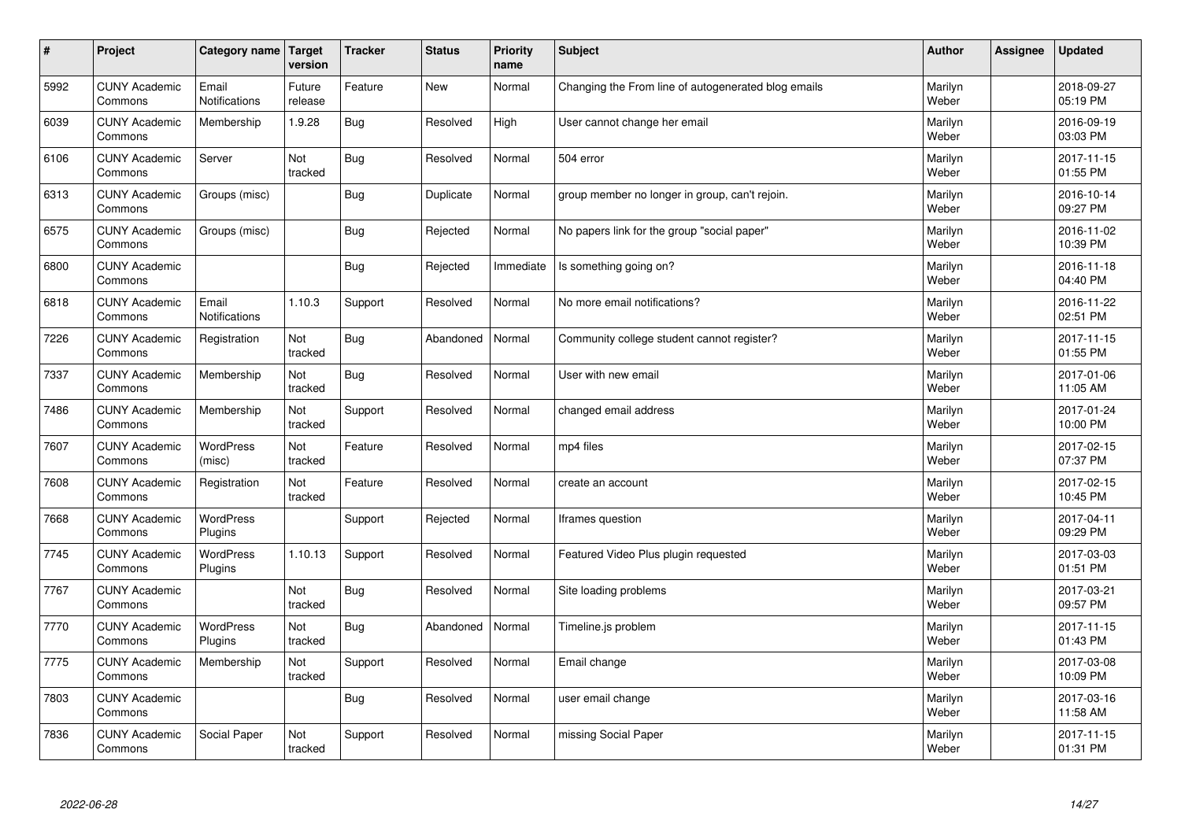| # | Project | Category name | Target version | Tracker | Status | Priority name | Subject | Author | Assignee | Updated |
|---|---|---|---|---|---|---|---|---|---|---|
| 5992 | CUNY Academic Commons | Email Notifications | Future release | Feature | New | Normal | Changing the From line of autogenerated blog emails | Marilyn Weber | | 2018-09-27 05:19 PM |
| 6039 | CUNY Academic Commons | Membership | 1.9.28 | Bug | Resolved | High | User cannot change her email | Marilyn Weber | | 2016-09-19 03:03 PM |
| 6106 | CUNY Academic Commons | Server | Not tracked | Bug | Resolved | Normal | 504 error | Marilyn Weber | | 2017-11-15 01:55 PM |
| 6313 | CUNY Academic Commons | Groups (misc) | | Bug | Duplicate | Normal | group member no longer in group, can't rejoin. | Marilyn Weber | | 2016-10-14 09:27 PM |
| 6575 | CUNY Academic Commons | Groups (misc) | | Bug | Rejected | Normal | No papers link for the group "social paper" | Marilyn Weber | | 2016-11-02 10:39 PM |
| 6800 | CUNY Academic Commons | | | Bug | Rejected | Immediate | Is something going on? | Marilyn Weber | | 2016-11-18 04:40 PM |
| 6818 | CUNY Academic Commons | Email Notifications | 1.10.3 | Support | Resolved | Normal | No more email notifications? | Marilyn Weber | | 2016-11-22 02:51 PM |
| 7226 | CUNY Academic Commons | Registration | Not tracked | Bug | Abandoned | Normal | Community college student cannot register? | Marilyn Weber | | 2017-11-15 01:55 PM |
| 7337 | CUNY Academic Commons | Membership | Not tracked | Bug | Resolved | Normal | User with new email | Marilyn Weber | | 2017-01-06 11:05 AM |
| 7486 | CUNY Academic Commons | Membership | Not tracked | Support | Resolved | Normal | changed email address | Marilyn Weber | | 2017-01-24 10:00 PM |
| 7607 | CUNY Academic Commons | WordPress (misc) | Not tracked | Feature | Resolved | Normal | mp4 files | Marilyn Weber | | 2017-02-15 07:37 PM |
| 7608 | CUNY Academic Commons | Registration | Not tracked | Feature | Resolved | Normal | create an account | Marilyn Weber | | 2017-02-15 10:45 PM |
| 7668 | CUNY Academic Commons | WordPress Plugins | | Support | Rejected | Normal | Iframes question | Marilyn Weber | | 2017-04-11 09:29 PM |
| 7745 | CUNY Academic Commons | WordPress Plugins | 1.10.13 | Support | Resolved | Normal | Featured Video Plus plugin requested | Marilyn Weber | | 2017-03-03 01:51 PM |
| 7767 | CUNY Academic Commons | | Not tracked | Bug | Resolved | Normal | Site loading problems | Marilyn Weber | | 2017-03-21 09:57 PM |
| 7770 | CUNY Academic Commons | WordPress Plugins | Not tracked | Bug | Abandoned | Normal | Timeline.js problem | Marilyn Weber | | 2017-11-15 01:43 PM |
| 7775 | CUNY Academic Commons | Membership | Not tracked | Support | Resolved | Normal | Email change | Marilyn Weber | | 2017-03-08 10:09 PM |
| 7803 | CUNY Academic Commons | | | Bug | Resolved | Normal | user email change | Marilyn Weber | | 2017-03-16 11:58 AM |
| 7836 | CUNY Academic Commons | Social Paper | Not tracked | Support | Resolved | Normal | missing Social Paper | Marilyn Weber | | 2017-11-15 01:31 PM |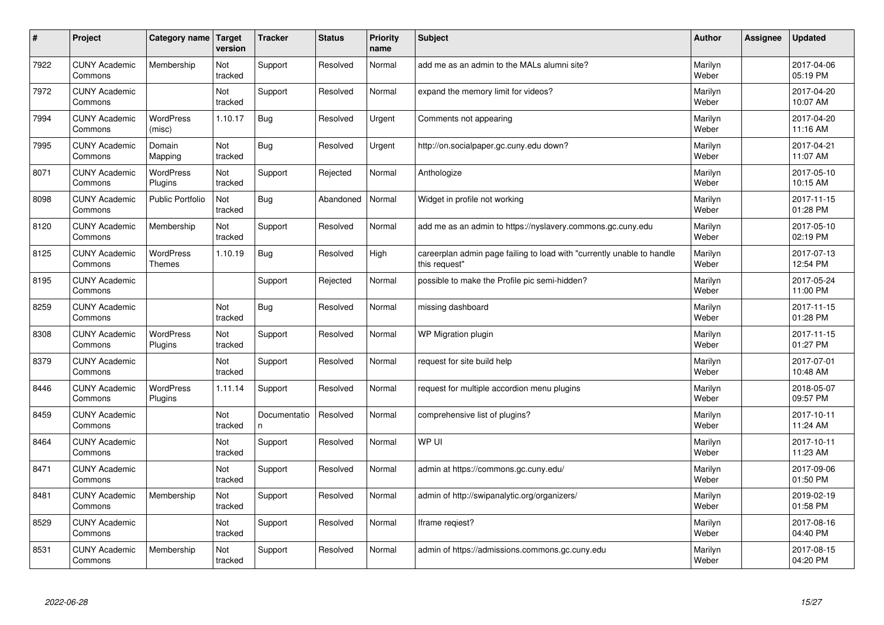| # | Project | Category name | Target version | Tracker | Status | Priority name | Subject | Author | Assignee | Updated |
|---|---|---|---|---|---|---|---|---|---|---|
| 7922 | CUNY Academic Commons | Membership | Not tracked | Support | Resolved | Normal | add me as an admin to the MALs alumni site? | Marilyn Weber | | 2017-04-06 05:19 PM |
| 7972 | CUNY Academic Commons | | Not tracked | Support | Resolved | Normal | expand the memory limit for videos? | Marilyn Weber | | 2017-04-20 10:07 AM |
| 7994 | CUNY Academic Commons | WordPress (misc) | 1.10.17 | Bug | Resolved | Urgent | Comments not appearing | Marilyn Weber | | 2017-04-20 11:16 AM |
| 7995 | CUNY Academic Commons | Domain Mapping | Not tracked | Bug | Resolved | Urgent | http://on.socialpaper.gc.cuny.edu down? | Marilyn Weber | | 2017-04-21 11:07 AM |
| 8071 | CUNY Academic Commons | WordPress Plugins | Not tracked | Support | Rejected | Normal | Anthologize | Marilyn Weber | | 2017-05-10 10:15 AM |
| 8098 | CUNY Academic Commons | Public Portfolio | Not tracked | Bug | Abandoned | Normal | Widget in profile not working | Marilyn Weber | | 2017-11-15 01:28 PM |
| 8120 | CUNY Academic Commons | Membership | Not tracked | Support | Resolved | Normal | add me as an admin to https://nyslavery.commons.gc.cuny.edu | Marilyn Weber | | 2017-05-10 02:19 PM |
| 8125 | CUNY Academic Commons | WordPress Themes | 1.10.19 | Bug | Resolved | High | careerplan admin page failing to load with "currently unable to handle this request" | Marilyn Weber | | 2017-07-13 12:54 PM |
| 8195 | CUNY Academic Commons | | | Support | Rejected | Normal | possible to make the Profile pic semi-hidden? | Marilyn Weber | | 2017-05-24 11:00 PM |
| 8259 | CUNY Academic Commons | | Not tracked | Bug | Resolved | Normal | missing dashboard | Marilyn Weber | | 2017-11-15 01:28 PM |
| 8308 | CUNY Academic Commons | WordPress Plugins | Not tracked | Support | Resolved | Normal | WP Migration plugin | Marilyn Weber | | 2017-11-15 01:27 PM |
| 8379 | CUNY Academic Commons | | Not tracked | Support | Resolved | Normal | request for site build help | Marilyn Weber | | 2017-07-01 10:48 AM |
| 8446 | CUNY Academic Commons | WordPress Plugins | 1.11.14 | Support | Resolved | Normal | request for multiple accordion menu plugins | Marilyn Weber | | 2018-05-07 09:57 PM |
| 8459 | CUNY Academic Commons | | Not tracked | Documentation | Resolved | Normal | comprehensive list of plugins? | Marilyn Weber | | 2017-10-11 11:24 AM |
| 8464 | CUNY Academic Commons | | Not tracked | Support | Resolved | Normal | WP UI | Marilyn Weber | | 2017-10-11 11:23 AM |
| 8471 | CUNY Academic Commons | | Not tracked | Support | Resolved | Normal | admin at https://commons.gc.cuny.edu/ | Marilyn Weber | | 2017-09-06 01:50 PM |
| 8481 | CUNY Academic Commons | Membership | Not tracked | Support | Resolved | Normal | admin of http://swipanalytic.org/organizers/ | Marilyn Weber | | 2019-02-19 01:58 PM |
| 8529 | CUNY Academic Commons | | Not tracked | Support | Resolved | Normal | Iframe reqiest? | Marilyn Weber | | 2017-08-16 04:40 PM |
| 8531 | CUNY Academic Commons | Membership | Not tracked | Support | Resolved | Normal | admin of https://admissions.commons.gc.cuny.edu | Marilyn Weber | | 2017-08-15 04:20 PM |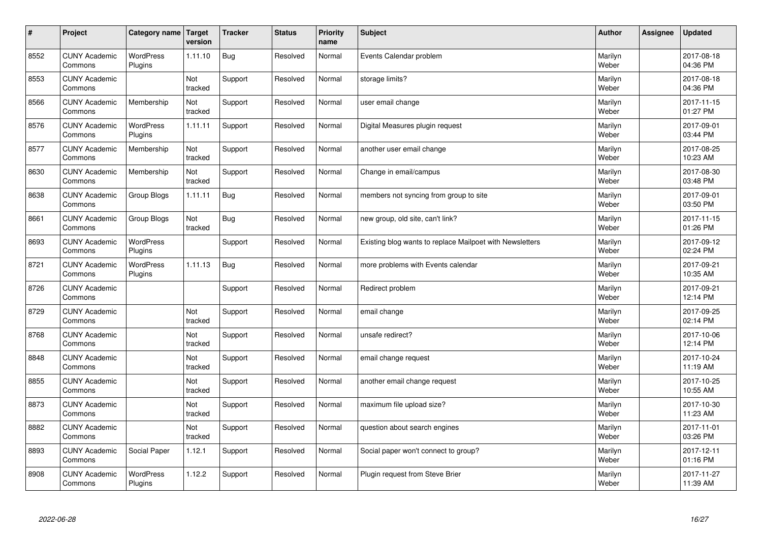| # | Project | Category name | Target version | Tracker | Status | Priority name | Subject | Author | Assignee | Updated |
|---|---|---|---|---|---|---|---|---|---|---|
| 8552 | CUNY Academic Commons | WordPress Plugins | 1.11.10 | Bug | Resolved | Normal | Events Calendar problem | Marilyn Weber | | 2017-08-18 04:36 PM |
| 8553 | CUNY Academic Commons | | Not tracked | Support | Resolved | Normal | storage limits? | Marilyn Weber | | 2017-08-18 04:36 PM |
| 8566 | CUNY Academic Commons | Membership | Not tracked | Support | Resolved | Normal | user email change | Marilyn Weber | | 2017-11-15 01:27 PM |
| 8576 | CUNY Academic Commons | WordPress Plugins | 1.11.11 | Support | Resolved | Normal | Digital Measures plugin request | Marilyn Weber | | 2017-09-01 03:44 PM |
| 8577 | CUNY Academic Commons | Membership | Not tracked | Support | Resolved | Normal | another user email change | Marilyn Weber | | 2017-08-25 10:23 AM |
| 8630 | CUNY Academic Commons | Membership | Not tracked | Support | Resolved | Normal | Change in email/campus | Marilyn Weber | | 2017-08-30 03:48 PM |
| 8638 | CUNY Academic Commons | Group Blogs | 1.11.11 | Bug | Resolved | Normal | members not syncing from group to site | Marilyn Weber | | 2017-09-01 03:50 PM |
| 8661 | CUNY Academic Commons | Group Blogs | Not tracked | Bug | Resolved | Normal | new group, old site, can't link? | Marilyn Weber | | 2017-11-15 01:26 PM |
| 8693 | CUNY Academic Commons | WordPress Plugins | | Support | Resolved | Normal | Existing blog wants to replace Mailpoet with Newsletters | Marilyn Weber | | 2017-09-12 02:24 PM |
| 8721 | CUNY Academic Commons | WordPress Plugins | 1.11.13 | Bug | Resolved | Normal | more problems with Events calendar | Marilyn Weber | | 2017-09-21 10:35 AM |
| 8726 | CUNY Academic Commons | | | Support | Resolved | Normal | Redirect problem | Marilyn Weber | | 2017-09-21 12:14 PM |
| 8729 | CUNY Academic Commons | | Not tracked | Support | Resolved | Normal | email change | Marilyn Weber | | 2017-09-25 02:14 PM |
| 8768 | CUNY Academic Commons | | Not tracked | Support | Resolved | Normal | unsafe redirect? | Marilyn Weber | | 2017-10-06 12:14 PM |
| 8848 | CUNY Academic Commons | | Not tracked | Support | Resolved | Normal | email change request | Marilyn Weber | | 2017-10-24 11:19 AM |
| 8855 | CUNY Academic Commons | | Not tracked | Support | Resolved | Normal | another email change request | Marilyn Weber | | 2017-10-25 10:55 AM |
| 8873 | CUNY Academic Commons | | Not tracked | Support | Resolved | Normal | maximum file upload size? | Marilyn Weber | | 2017-10-30 11:23 AM |
| 8882 | CUNY Academic Commons | | Not tracked | Support | Resolved | Normal | question about search engines | Marilyn Weber | | 2017-11-01 03:26 PM |
| 8893 | CUNY Academic Commons | Social Paper | 1.12.1 | Support | Resolved | Normal | Social paper won't connect to group? | Marilyn Weber | | 2017-12-11 01:16 PM |
| 8908 | CUNY Academic Commons | WordPress Plugins | 1.12.2 | Support | Resolved | Normal | Plugin request from Steve Brier | Marilyn Weber | | 2017-11-27 11:39 AM |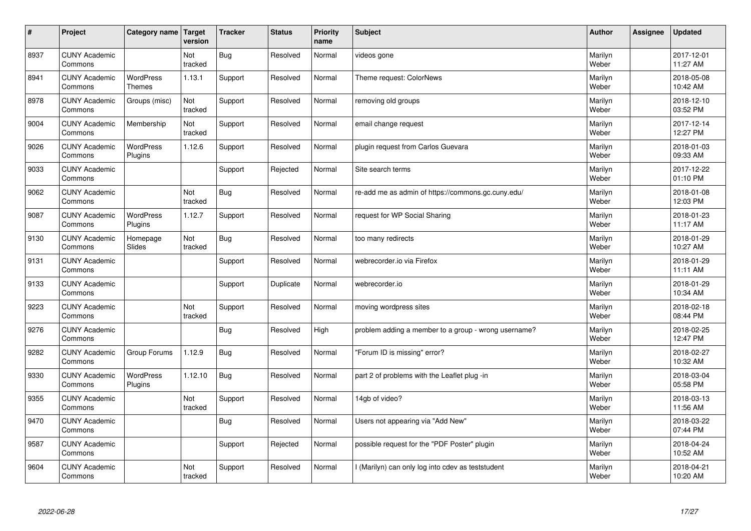| # | Project | Category name | Target version | Tracker | Status | Priority name | Subject | Author | Assignee | Updated |
|---|---|---|---|---|---|---|---|---|---|---|
| 8937 | CUNY Academic Commons | | Not tracked | Bug | Resolved | Normal | videos gone | Marilyn Weber | | 2017-12-01 11:27 AM |
| 8941 | CUNY Academic Commons | WordPress Themes | 1.13.1 | Support | Resolved | Normal | Theme request: ColorNews | Marilyn Weber | | 2018-05-08 10:42 AM |
| 8978 | CUNY Academic Commons | Groups (misc) | Not tracked | Support | Resolved | Normal | removing old groups | Marilyn Weber | | 2018-12-10 03:52 PM |
| 9004 | CUNY Academic Commons | Membership | Not tracked | Support | Resolved | Normal | email change request | Marilyn Weber | | 2017-12-14 12:27 PM |
| 9026 | CUNY Academic Commons | WordPress Plugins | 1.12.6 | Support | Resolved | Normal | plugin request from Carlos Guevara | Marilyn Weber | | 2018-01-03 09:33 AM |
| 9033 | CUNY Academic Commons | | | Support | Rejected | Normal | Site search terms | Marilyn Weber | | 2017-12-22 01:10 PM |
| 9062 | CUNY Academic Commons | | Not tracked | Bug | Resolved | Normal | re-add me as admin of https://commons.gc.cuny.edu/ | Marilyn Weber | | 2018-01-08 12:03 PM |
| 9087 | CUNY Academic Commons | WordPress Plugins | 1.12.7 | Support | Resolved | Normal | request for WP Social Sharing | Marilyn Weber | | 2018-01-23 11:17 AM |
| 9130 | CUNY Academic Commons | Homepage Slides | Not tracked | Bug | Resolved | Normal | too many redirects | Marilyn Weber | | 2018-01-29 10:27 AM |
| 9131 | CUNY Academic Commons | | | Support | Resolved | Normal | webrecorder.io via Firefox | Marilyn Weber | | 2018-01-29 11:11 AM |
| 9133 | CUNY Academic Commons | | | Support | Duplicate | Normal | webrecorder.io | Marilyn Weber | | 2018-01-29 10:34 AM |
| 9223 | CUNY Academic Commons | | Not tracked | Support | Resolved | Normal | moving wordpress sites | Marilyn Weber | | 2018-02-18 08:44 PM |
| 9276 | CUNY Academic Commons | | | Bug | Resolved | High | problem adding a member to a group - wrong username? | Marilyn Weber | | 2018-02-25 12:47 PM |
| 9282 | CUNY Academic Commons | Group Forums | 1.12.9 | Bug | Resolved | Normal | "Forum ID is missing" error? | Marilyn Weber | | 2018-02-27 10:32 AM |
| 9330 | CUNY Academic Commons | WordPress Plugins | 1.12.10 | Bug | Resolved | Normal | part 2 of problems with the Leaflet plug -in | Marilyn Weber | | 2018-03-04 05:58 PM |
| 9355 | CUNY Academic Commons | | Not tracked | Support | Resolved | Normal | 14gb of video? | Marilyn Weber | | 2018-03-13 11:56 AM |
| 9470 | CUNY Academic Commons | | | Bug | Resolved | Normal | Users not appearing via "Add New" | Marilyn Weber | | 2018-03-22 07:44 PM |
| 9587 | CUNY Academic Commons | | | Support | Rejected | Normal | possible request for the "PDF Poster" plugin | Marilyn Weber | | 2018-04-24 10:52 AM |
| 9604 | CUNY Academic Commons | | Not tracked | Support | Resolved | Normal | I (Marilyn) can only log into cdev as teststudent | Marilyn Weber | | 2018-04-21 10:20 AM |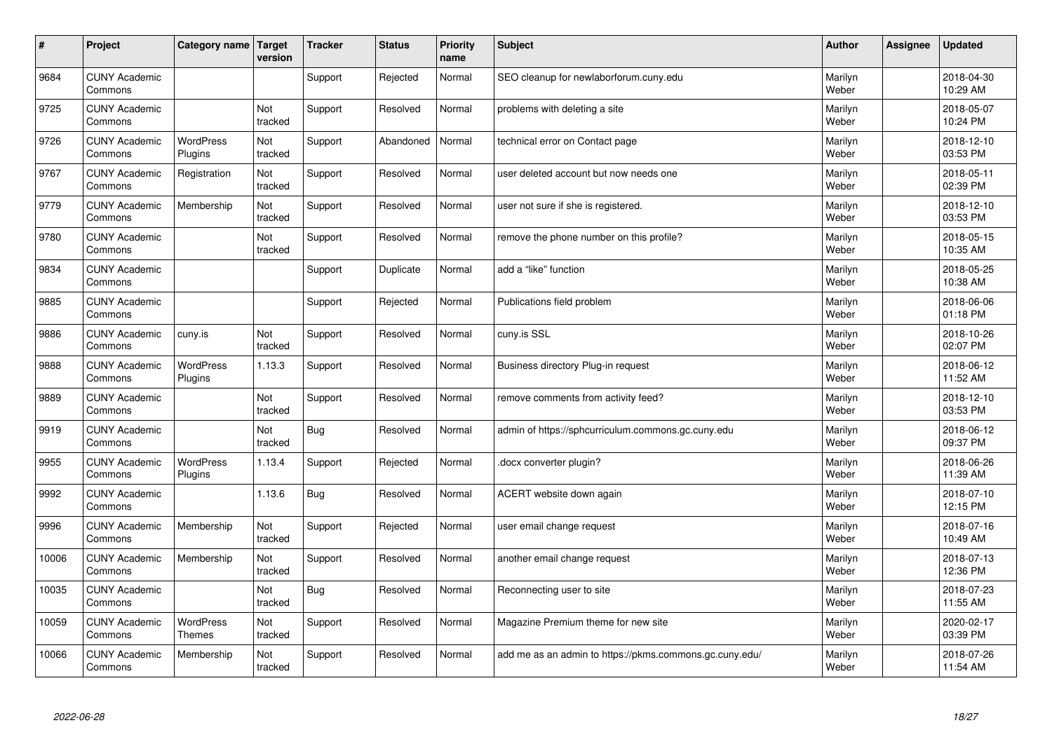| # | Project | Category name | Target version | Tracker | Status | Priority name | Subject | Author | Assignee | Updated |
|---|---|---|---|---|---|---|---|---|---|---|
| 9684 | CUNY Academic Commons | | | Support | Rejected | Normal | SEO cleanup for newlaborforum.cuny.edu | Marilyn Weber | | 2018-04-30 10:29 AM |
| 9725 | CUNY Academic Commons | | Not tracked | Support | Resolved | Normal | problems with deleting a site | Marilyn Weber | | 2018-05-07 10:24 PM |
| 9726 | CUNY Academic Commons | WordPress Plugins | Not tracked | Support | Abandoned | Normal | technical error on Contact page | Marilyn Weber | | 2018-12-10 03:53 PM |
| 9767 | CUNY Academic Commons | Registration | Not tracked | Support | Resolved | Normal | user deleted account but now needs one | Marilyn Weber | | 2018-05-11 02:39 PM |
| 9779 | CUNY Academic Commons | Membership | Not tracked | Support | Resolved | Normal | user not sure if she is registered. | Marilyn Weber | | 2018-12-10 03:53 PM |
| 9780 | CUNY Academic Commons | | Not tracked | Support | Resolved | Normal | remove the phone number on this profile? | Marilyn Weber | | 2018-05-15 10:35 AM |
| 9834 | CUNY Academic Commons | | | Support | Duplicate | Normal | add a "like" function | Marilyn Weber | | 2018-05-25 10:38 AM |
| 9885 | CUNY Academic Commons | | | Support | Rejected | Normal | Publications field problem | Marilyn Weber | | 2018-06-06 01:18 PM |
| 9886 | CUNY Academic Commons | cuny.is | Not tracked | Support | Resolved | Normal | cuny.is SSL | Marilyn Weber | | 2018-10-26 02:07 PM |
| 9888 | CUNY Academic Commons | WordPress Plugins | 1.13.3 | Support | Resolved | Normal | Business directory Plug-in request | Marilyn Weber | | 2018-06-12 11:52 AM |
| 9889 | CUNY Academic Commons | | Not tracked | Support | Resolved | Normal | remove comments from activity feed? | Marilyn Weber | | 2018-12-10 03:53 PM |
| 9919 | CUNY Academic Commons | | Not tracked | Bug | Resolved | Normal | admin of https://sphcurriculum.commons.gc.cuny.edu | Marilyn Weber | | 2018-06-12 09:37 PM |
| 9955 | CUNY Academic Commons | WordPress Plugins | 1.13.4 | Support | Rejected | Normal | .docx converter plugin? | Marilyn Weber | | 2018-06-26 11:39 AM |
| 9992 | CUNY Academic Commons | | 1.13.6 | Bug | Resolved | Normal | ACERT website down again | Marilyn Weber | | 2018-07-10 12:15 PM |
| 9996 | CUNY Academic Commons | Membership | Not tracked | Support | Rejected | Normal | user email change request | Marilyn Weber | | 2018-07-16 10:49 AM |
| 10006 | CUNY Academic Commons | Membership | Not tracked | Support | Resolved | Normal | another email change request | Marilyn Weber | | 2018-07-13 12:36 PM |
| 10035 | CUNY Academic Commons | | Not tracked | Bug | Resolved | Normal | Reconnecting user to site | Marilyn Weber | | 2018-07-23 11:55 AM |
| 10059 | CUNY Academic Commons | WordPress Themes | Not tracked | Support | Resolved | Normal | Magazine Premium theme for new site | Marilyn Weber | | 2020-02-17 03:39 PM |
| 10066 | CUNY Academic Commons | Membership | Not tracked | Support | Resolved | Normal | add me as an admin to https://pkms.commons.gc.cuny.edu/ | Marilyn Weber | | 2018-07-26 11:54 AM |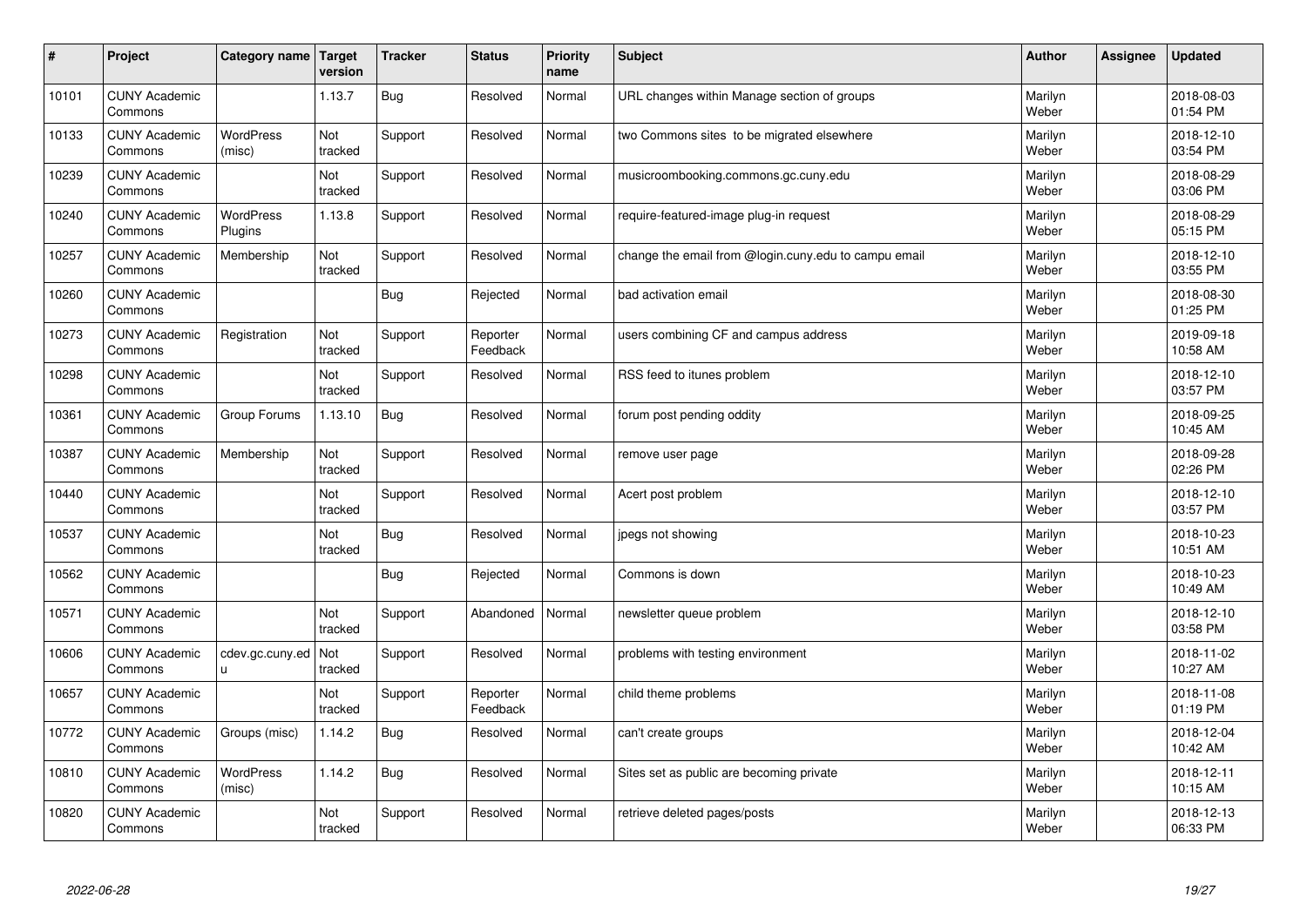| # | Project | Category name | Target version | Tracker | Status | Priority name | Subject | Author | Assignee | Updated |
|---|---|---|---|---|---|---|---|---|---|---|
| 10101 | CUNY Academic Commons | | 1.13.7 | Bug | Resolved | Normal | URL changes within Manage section of groups | Marilyn Weber | | 2018-08-03 01:54 PM |
| 10133 | CUNY Academic Commons | WordPress (misc) | Not tracked | Support | Resolved | Normal | two Commons sites to be migrated elsewhere | Marilyn Weber | | 2018-12-10 03:54 PM |
| 10239 | CUNY Academic Commons | | Not tracked | Support | Resolved | Normal | musicroombooking.commons.gc.cuny.edu | Marilyn Weber | | 2018-08-29 03:06 PM |
| 10240 | CUNY Academic Commons | WordPress Plugins | 1.13.8 | Support | Resolved | Normal | require-featured-image plug-in request | Marilyn Weber | | 2018-08-29 05:15 PM |
| 10257 | CUNY Academic Commons | Membership | Not tracked | Support | Resolved | Normal | change the email from @login.cuny.edu to campu email | Marilyn Weber | | 2018-12-10 03:55 PM |
| 10260 | CUNY Academic Commons | | | Bug | Rejected | Normal | bad activation email | Marilyn Weber | | 2018-08-30 01:25 PM |
| 10273 | CUNY Academic Commons | Registration | Not tracked | Support | Reporter Feedback | Normal | users combining CF and campus address | Marilyn Weber | | 2019-09-18 10:58 AM |
| 10298 | CUNY Academic Commons | | Not tracked | Support | Resolved | Normal | RSS feed to itunes problem | Marilyn Weber | | 2018-12-10 03:57 PM |
| 10361 | CUNY Academic Commons | Group Forums | 1.13.10 | Bug | Resolved | Normal | forum post pending oddity | Marilyn Weber | | 2018-09-25 10:45 AM |
| 10387 | CUNY Academic Commons | Membership | Not tracked | Support | Resolved | Normal | remove user page | Marilyn Weber | | 2018-09-28 02:26 PM |
| 10440 | CUNY Academic Commons | | Not tracked | Support | Resolved | Normal | Acert post problem | Marilyn Weber | | 2018-12-10 03:57 PM |
| 10537 | CUNY Academic Commons | | Not tracked | Bug | Resolved | Normal | jpegs not showing | Marilyn Weber | | 2018-10-23 10:51 AM |
| 10562 | CUNY Academic Commons | | | Bug | Rejected | Normal | Commons is down | Marilyn Weber | | 2018-10-23 10:49 AM |
| 10571 | CUNY Academic Commons | | Not tracked | Support | Abandoned | Normal | newsletter queue problem | Marilyn Weber | | 2018-12-10 03:58 PM |
| 10606 | CUNY Academic Commons | cdev.gc.cuny.edu | Not tracked | Support | Resolved | Normal | problems with testing environment | Marilyn Weber | | 2018-11-02 10:27 AM |
| 10657 | CUNY Academic Commons | | Not tracked | Support | Reporter Feedback | Normal | child theme problems | Marilyn Weber | | 2018-11-08 01:19 PM |
| 10772 | CUNY Academic Commons | Groups (misc) | 1.14.2 | Bug | Resolved | Normal | can't create groups | Marilyn Weber | | 2018-12-04 10:42 AM |
| 10810 | CUNY Academic Commons | WordPress (misc) | 1.14.2 | Bug | Resolved | Normal | Sites set as public are becoming private | Marilyn Weber | | 2018-12-11 10:15 AM |
| 10820 | CUNY Academic Commons | | Not tracked | Support | Resolved | Normal | retrieve deleted pages/posts | Marilyn Weber | | 2018-12-13 06:33 PM |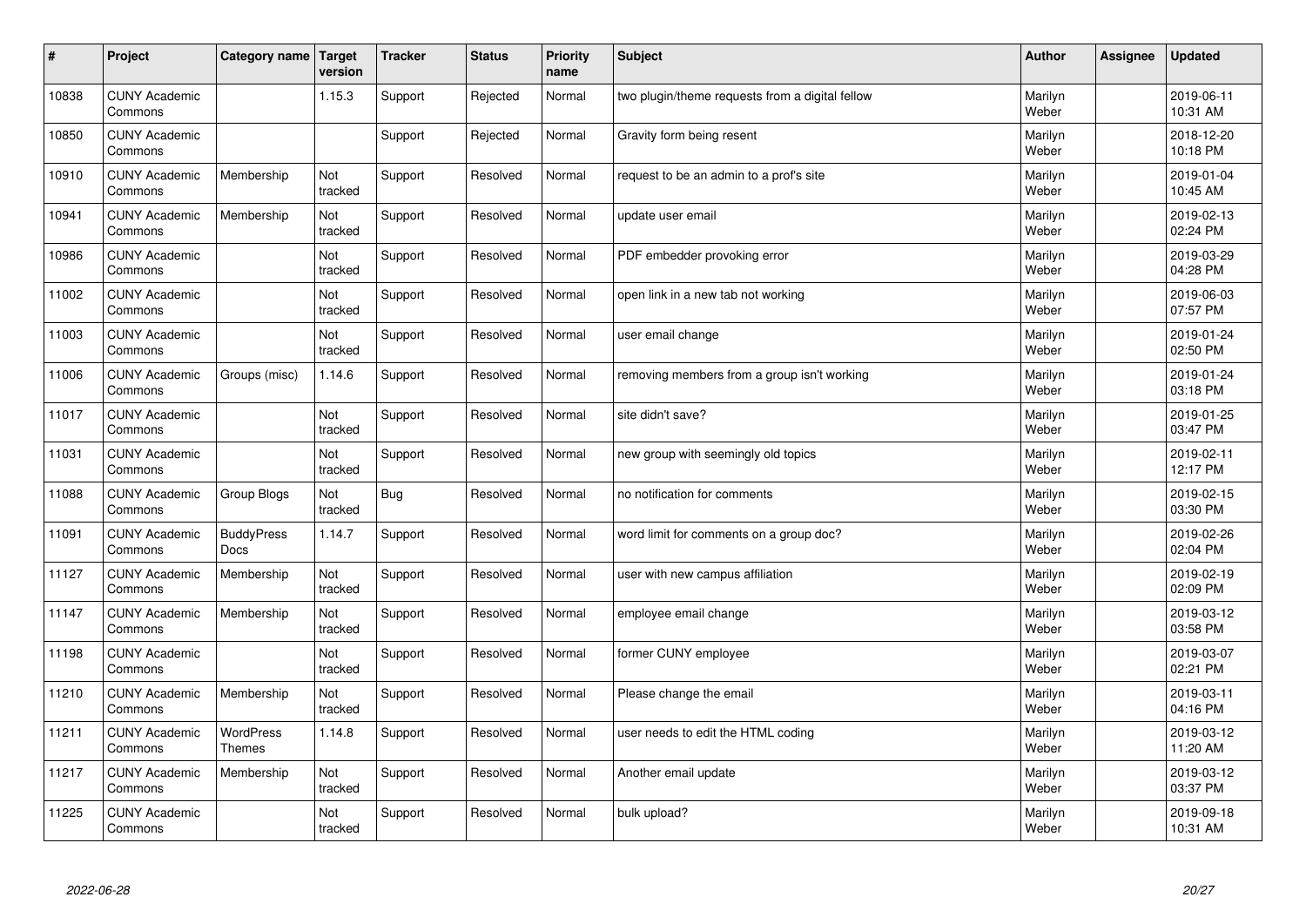| # | Project | Category name | Target version | Tracker | Status | Priority name | Subject | Author | Assignee | Updated |
|---|---|---|---|---|---|---|---|---|---|---|
| 10838 | CUNY Academic Commons | | 1.15.3 | Support | Rejected | Normal | two plugin/theme requests from a digital fellow | Marilyn Weber | | 2019-06-11 10:31 AM |
| 10850 | CUNY Academic Commons | | | Support | Rejected | Normal | Gravity form being resent | Marilyn Weber | | 2018-12-20 10:18 PM |
| 10910 | CUNY Academic Commons | Membership | Not tracked | Support | Resolved | Normal | request to be an admin to a prof's site | Marilyn Weber | | 2019-01-04 10:45 AM |
| 10941 | CUNY Academic Commons | Membership | Not tracked | Support | Resolved | Normal | update user email | Marilyn Weber | | 2019-02-13 02:24 PM |
| 10986 | CUNY Academic Commons | | Not tracked | Support | Resolved | Normal | PDF embedder provoking error | Marilyn Weber | | 2019-03-29 04:28 PM |
| 11002 | CUNY Academic Commons | | Not tracked | Support | Resolved | Normal | open link in a new tab not working | Marilyn Weber | | 2019-06-03 07:57 PM |
| 11003 | CUNY Academic Commons | | Not tracked | Support | Resolved | Normal | user email change | Marilyn Weber | | 2019-01-24 02:50 PM |
| 11006 | CUNY Academic Commons | Groups (misc) | 1.14.6 | Support | Resolved | Normal | removing members from a group isn't working | Marilyn Weber | | 2019-01-24 03:18 PM |
| 11017 | CUNY Academic Commons | | Not tracked | Support | Resolved | Normal | site didn't save? | Marilyn Weber | | 2019-01-25 03:47 PM |
| 11031 | CUNY Academic Commons | | Not tracked | Support | Resolved | Normal | new group with seemingly old topics | Marilyn Weber | | 2019-02-11 12:17 PM |
| 11088 | CUNY Academic Commons | Group Blogs | Not tracked | Bug | Resolved | Normal | no notification for comments | Marilyn Weber | | 2019-02-15 03:30 PM |
| 11091 | CUNY Academic Commons | BuddyPress Docs | 1.14.7 | Support | Resolved | Normal | word limit for comments on a group doc? | Marilyn Weber | | 2019-02-26 02:04 PM |
| 11127 | CUNY Academic Commons | Membership | Not tracked | Support | Resolved | Normal | user with new campus affiliation | Marilyn Weber | | 2019-02-19 02:09 PM |
| 11147 | CUNY Academic Commons | Membership | Not tracked | Support | Resolved | Normal | employee email change | Marilyn Weber | | 2019-03-12 03:58 PM |
| 11198 | CUNY Academic Commons | | Not tracked | Support | Resolved | Normal | former CUNY employee | Marilyn Weber | | 2019-03-07 02:21 PM |
| 11210 | CUNY Academic Commons | Membership | Not tracked | Support | Resolved | Normal | Please change the email | Marilyn Weber | | 2019-03-11 04:16 PM |
| 11211 | CUNY Academic Commons | WordPress Themes | 1.14.8 | Support | Resolved | Normal | user needs to edit the HTML coding | Marilyn Weber | | 2019-03-12 11:20 AM |
| 11217 | CUNY Academic Commons | Membership | Not tracked | Support | Resolved | Normal | Another email update | Marilyn Weber | | 2019-03-12 03:37 PM |
| 11225 | CUNY Academic Commons | | Not tracked | Support | Resolved | Normal | bulk upload? | Marilyn Weber | | 2019-09-18 10:31 AM |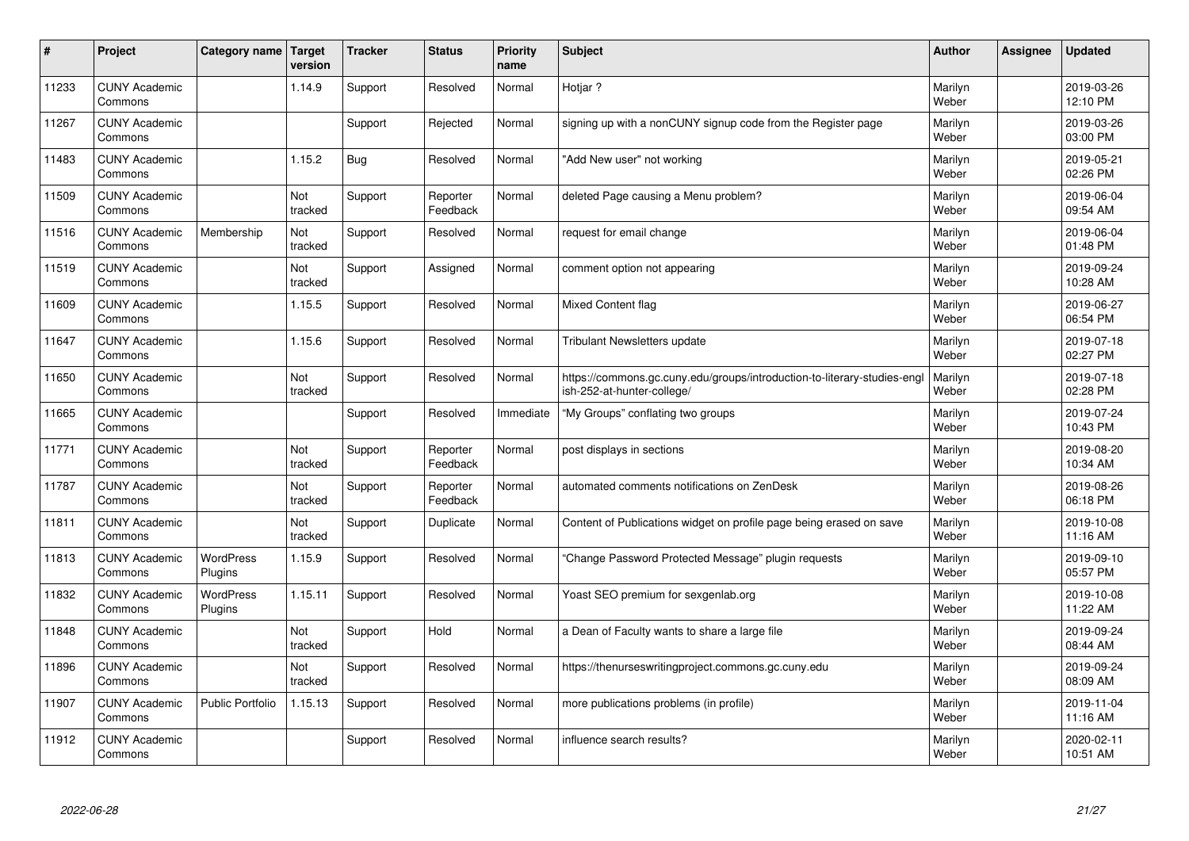| # | Project | Category name | Target version | Tracker | Status | Priority name | Subject | Author | Assignee | Updated |
|---|---|---|---|---|---|---|---|---|---|---|
| 11233 | CUNY Academic Commons | | 1.14.9 | Support | Resolved | Normal | Hotjar ? | Marilyn Weber | | 2019-03-26 12:10 PM |
| 11267 | CUNY Academic Commons | | | Support | Rejected | Normal | signing up with a nonCUNY signup code from the Register page | Marilyn Weber | | 2019-03-26 03:00 PM |
| 11483 | CUNY Academic Commons | | 1.15.2 | Bug | Resolved | Normal | "Add New user" not working | Marilyn Weber | | 2019-05-21 02:26 PM |
| 11509 | CUNY Academic Commons | | Not tracked | Support | Reporter Feedback | Normal | deleted Page causing a Menu problem? | Marilyn Weber | | 2019-06-04 09:54 AM |
| 11516 | CUNY Academic Commons | Membership | Not tracked | Support | Resolved | Normal | request for email change | Marilyn Weber | | 2019-06-04 01:48 PM |
| 11519 | CUNY Academic Commons | | Not tracked | Support | Assigned | Normal | comment option not appearing | Marilyn Weber | | 2019-09-24 10:28 AM |
| 11609 | CUNY Academic Commons | | 1.15.5 | Support | Resolved | Normal | Mixed Content flag | Marilyn Weber | | 2019-06-27 06:54 PM |
| 11647 | CUNY Academic Commons | | 1.15.6 | Support | Resolved | Normal | Tribulant Newsletters update | Marilyn Weber | | 2019-07-18 02:27 PM |
| 11650 | CUNY Academic Commons | | Not tracked | Support | Resolved | Normal | https://commons.gc.cuny.edu/groups/introduction-to-literary-studies-english-252-at-hunter-college/ | Marilyn Weber | | 2019-07-18 02:28 PM |
| 11665 | CUNY Academic Commons | | | Support | Resolved | Immediate | "My Groups" conflating two groups | Marilyn Weber | | 2019-07-24 10:43 PM |
| 11771 | CUNY Academic Commons | | Not tracked | Support | Reporter Feedback | Normal | post displays in sections | Marilyn Weber | | 2019-08-20 10:34 AM |
| 11787 | CUNY Academic Commons | | Not tracked | Support | Reporter Feedback | Normal | automated comments notifications on ZenDesk | Marilyn Weber | | 2019-08-26 06:18 PM |
| 11811 | CUNY Academic Commons | | Not tracked | Support | Duplicate | Normal | Content of Publications widget on profile page being erased on save | Marilyn Weber | | 2019-10-08 11:16 AM |
| 11813 | CUNY Academic Commons | WordPress Plugins | 1.15.9 | Support | Resolved | Normal | "Change Password Protected Message" plugin requests | Marilyn Weber | | 2019-09-10 05:57 PM |
| 11832 | CUNY Academic Commons | WordPress Plugins | 1.15.11 | Support | Resolved | Normal | Yoast SEO premium for sexgenlab.org | Marilyn Weber | | 2019-10-08 11:22 AM |
| 11848 | CUNY Academic Commons | | Not tracked | Support | Hold | Normal | a Dean of Faculty wants to share a large file | Marilyn Weber | | 2019-09-24 08:44 AM |
| 11896 | CUNY Academic Commons | | Not tracked | Support | Resolved | Normal | https://thenurseswritingproject.commons.gc.cuny.edu | Marilyn Weber | | 2019-09-24 08:09 AM |
| 11907 | CUNY Academic Commons | Public Portfolio | 1.15.13 | Support | Resolved | Normal | more publications problems (in profile) | Marilyn Weber | | 2019-11-04 11:16 AM |
| 11912 | CUNY Academic Commons | | | Support | Resolved | Normal | influence search results? | Marilyn Weber | | 2020-02-11 10:51 AM |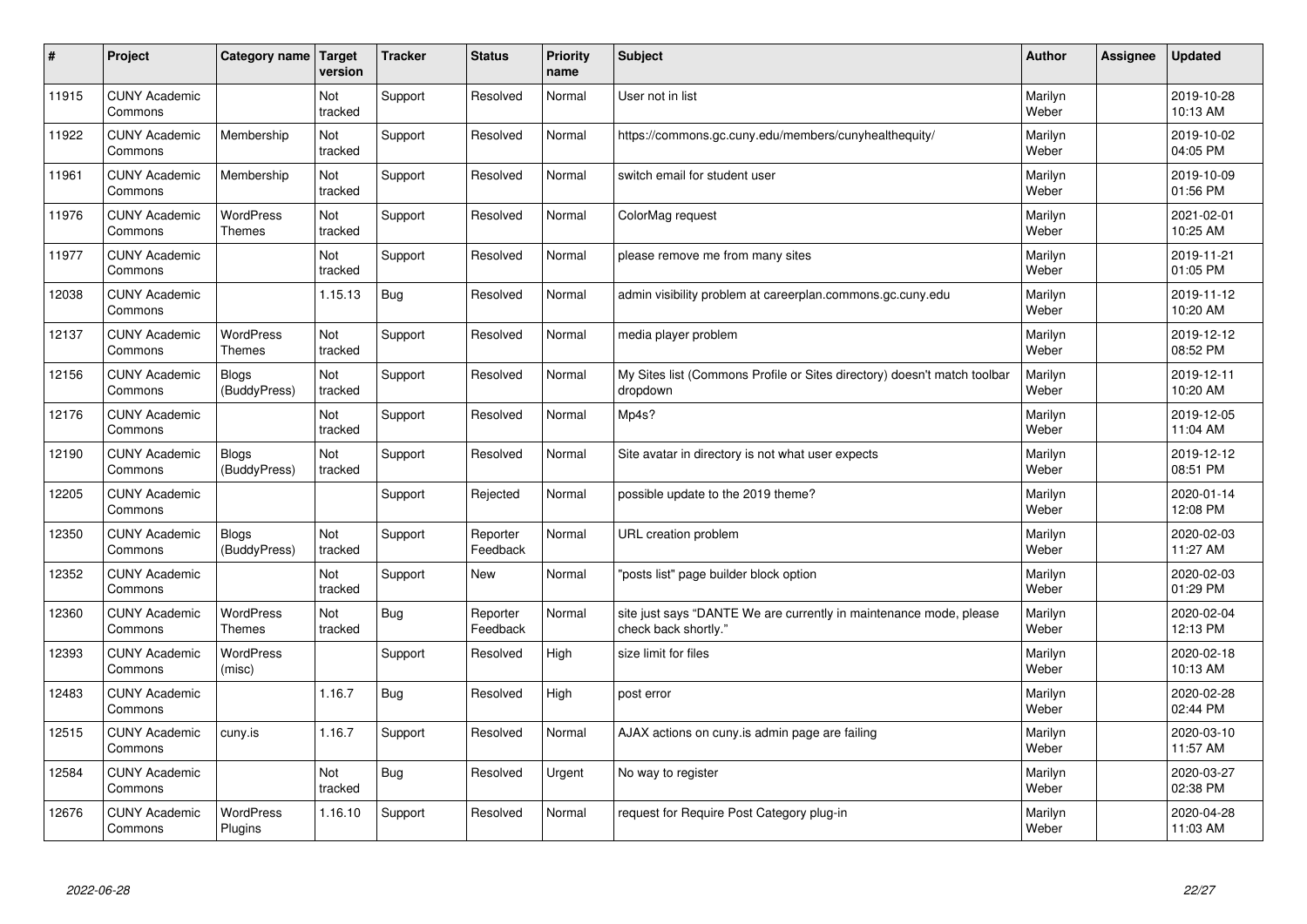| # | Project | Category name | Target version | Tracker | Status | Priority name | Subject | Author | Assignee | Updated |
|---|---|---|---|---|---|---|---|---|---|---|
| 11915 | CUNY Academic Commons | | Not tracked | Support | Resolved | Normal | User not in list | Marilyn Weber | | 2019-10-28 10:13 AM |
| 11922 | CUNY Academic Commons | Membership | Not tracked | Support | Resolved | Normal | https://commons.gc.cuny.edu/members/cunyhealthequity/ | Marilyn Weber | | 2019-10-02 04:05 PM |
| 11961 | CUNY Academic Commons | Membership | Not tracked | Support | Resolved | Normal | switch email for student user | Marilyn Weber | | 2019-10-09 01:56 PM |
| 11976 | CUNY Academic Commons | WordPress Themes | Not tracked | Support | Resolved | Normal | ColorMag request | Marilyn Weber | | 2021-02-01 10:25 AM |
| 11977 | CUNY Academic Commons | | Not tracked | Support | Resolved | Normal | please remove me from many sites | Marilyn Weber | | 2019-11-21 01:05 PM |
| 12038 | CUNY Academic Commons | | 1.15.13 | Bug | Resolved | Normal | admin visibility problem at careerplan.commons.gc.cuny.edu | Marilyn Weber | | 2019-11-12 10:20 AM |
| 12137 | CUNY Academic Commons | WordPress Themes | Not tracked | Support | Resolved | Normal | media player problem | Marilyn Weber | | 2019-12-12 08:52 PM |
| 12156 | CUNY Academic Commons | Blogs (BuddyPress) | Not tracked | Support | Resolved | Normal | My Sites list (Commons Profile or Sites directory) doesn't match toolbar dropdown | Marilyn Weber | | 2019-12-11 10:20 AM |
| 12176 | CUNY Academic Commons | | Not tracked | Support | Resolved | Normal | Mp4s? | Marilyn Weber | | 2019-12-05 11:04 AM |
| 12190 | CUNY Academic Commons | Blogs (BuddyPress) | Not tracked | Support | Resolved | Normal | Site avatar in directory is not what user expects | Marilyn Weber | | 2019-12-12 08:51 PM |
| 12205 | CUNY Academic Commons | | | Support | Rejected | Normal | possible update to the 2019 theme? | Marilyn Weber | | 2020-01-14 12:08 PM |
| 12350 | CUNY Academic Commons | Blogs (BuddyPress) | Not tracked | Support | Reporter Feedback | Normal | URL creation problem | Marilyn Weber | | 2020-02-03 11:27 AM |
| 12352 | CUNY Academic Commons | | Not tracked | Support | New | Normal | "posts list" page builder block option | Marilyn Weber | | 2020-02-03 01:29 PM |
| 12360 | CUNY Academic Commons | WordPress Themes | Not tracked | Bug | Reporter Feedback | Normal | site just says "DANTE We are currently in maintenance mode, please check back shortly." | Marilyn Weber | | 2020-02-04 12:13 PM |
| 12393 | CUNY Academic Commons | WordPress (misc) | | Support | Resolved | High | size limit for files | Marilyn Weber | | 2020-02-18 10:13 AM |
| 12483 | CUNY Academic Commons | | 1.16.7 | Bug | Resolved | High | post error | Marilyn Weber | | 2020-02-28 02:44 PM |
| 12515 | CUNY Academic Commons | cuny.is | 1.16.7 | Support | Resolved | Normal | AJAX actions on cuny.is admin page are failing | Marilyn Weber | | 2020-03-10 11:57 AM |
| 12584 | CUNY Academic Commons | | Not tracked | Bug | Resolved | Urgent | No way to register | Marilyn Weber | | 2020-03-27 02:38 PM |
| 12676 | CUNY Academic Commons | WordPress Plugins | 1.16.10 | Support | Resolved | Normal | request for Require Post Category plug-in | Marilyn Weber | | 2020-04-28 11:03 AM |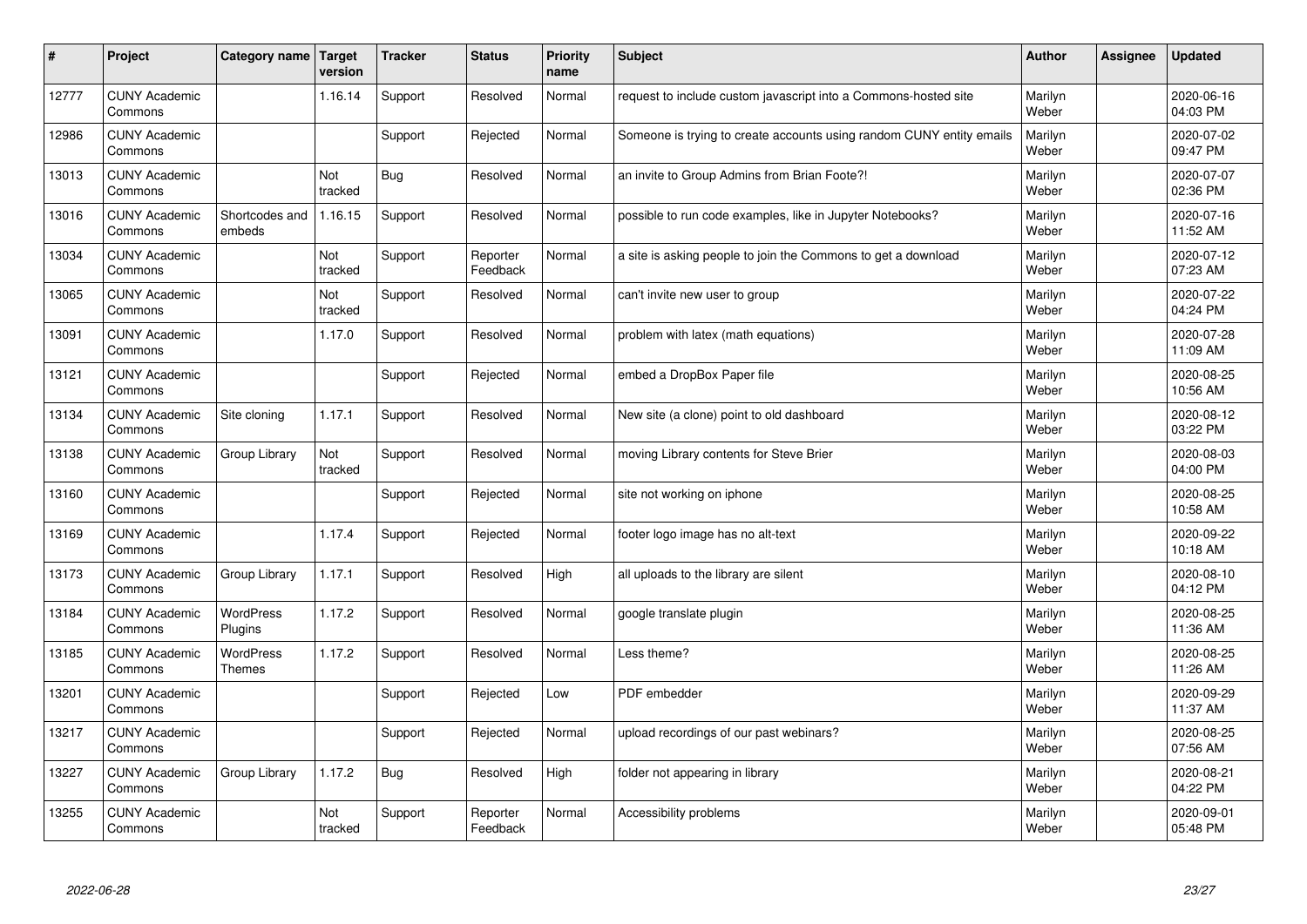| # | Project | Category name | Target version | Tracker | Status | Priority name | Subject | Author | Assignee | Updated |
|---|---|---|---|---|---|---|---|---|---|---|
| 12777 | CUNY Academic Commons | | 1.16.14 | Support | Resolved | Normal | request to include custom javascript into a Commons-hosted site | Marilyn Weber | | 2020-06-16 04:03 PM |
| 12986 | CUNY Academic Commons | | | Support | Rejected | Normal | Someone is trying to create accounts using random CUNY entity emails | Marilyn Weber | | 2020-07-02 09:47 PM |
| 13013 | CUNY Academic Commons | | Not tracked | Bug | Resolved | Normal | an invite to Group Admins from Brian Foote?! | Marilyn Weber | | 2020-07-07 02:36 PM |
| 13016 | CUNY Academic Commons | Shortcodes and embeds | 1.16.15 | Support | Resolved | Normal | possible to run code examples, like in Jupyter Notebooks? | Marilyn Weber | | 2020-07-16 11:52 AM |
| 13034 | CUNY Academic Commons | | Not tracked | Support | Reporter Feedback | Normal | a site is asking people to join the Commons to get a download | Marilyn Weber | | 2020-07-12 07:23 AM |
| 13065 | CUNY Academic Commons | | Not tracked | Support | Resolved | Normal | can't invite new user to group | Marilyn Weber | | 2020-07-22 04:24 PM |
| 13091 | CUNY Academic Commons | | 1.17.0 | Support | Resolved | Normal | problem with latex (math equations) | Marilyn Weber | | 2020-07-28 11:09 AM |
| 13121 | CUNY Academic Commons | | | Support | Rejected | Normal | embed a DropBox Paper file | Marilyn Weber | | 2020-08-25 10:56 AM |
| 13134 | CUNY Academic Commons | Site cloning | 1.17.1 | Support | Resolved | Normal | New site (a clone) point to old dashboard | Marilyn Weber | | 2020-08-12 03:22 PM |
| 13138 | CUNY Academic Commons | Group Library | Not tracked | Support | Resolved | Normal | moving Library contents for Steve Brier | Marilyn Weber | | 2020-08-03 04:00 PM |
| 13160 | CUNY Academic Commons | | | Support | Rejected | Normal | site not working on iphone | Marilyn Weber | | 2020-08-25 10:58 AM |
| 13169 | CUNY Academic Commons | | 1.17.4 | Support | Rejected | Normal | footer logo image has no alt-text | Marilyn Weber | | 2020-09-22 10:18 AM |
| 13173 | CUNY Academic Commons | Group Library | 1.17.1 | Support | Resolved | High | all uploads to the library are silent | Marilyn Weber | | 2020-08-10 04:12 PM |
| 13184 | CUNY Academic Commons | WordPress Plugins | 1.17.2 | Support | Resolved | Normal | google translate plugin | Marilyn Weber | | 2020-08-25 11:36 AM |
| 13185 | CUNY Academic Commons | WordPress Themes | 1.17.2 | Support | Resolved | Normal | Less theme? | Marilyn Weber | | 2020-08-25 11:26 AM |
| 13201 | CUNY Academic Commons | | | Support | Rejected | Low | PDF embedder | Marilyn Weber | | 2020-09-29 11:37 AM |
| 13217 | CUNY Academic Commons | | | Support | Rejected | Normal | upload recordings of our past webinars? | Marilyn Weber | | 2020-08-25 07:56 AM |
| 13227 | CUNY Academic Commons | Group Library | 1.17.2 | Bug | Resolved | High | folder not appearing in library | Marilyn Weber | | 2020-08-21 04:22 PM |
| 13255 | CUNY Academic Commons | | Not tracked | Support | Reporter Feedback | Normal | Accessibility problems | Marilyn Weber | | 2020-09-01 05:48 PM |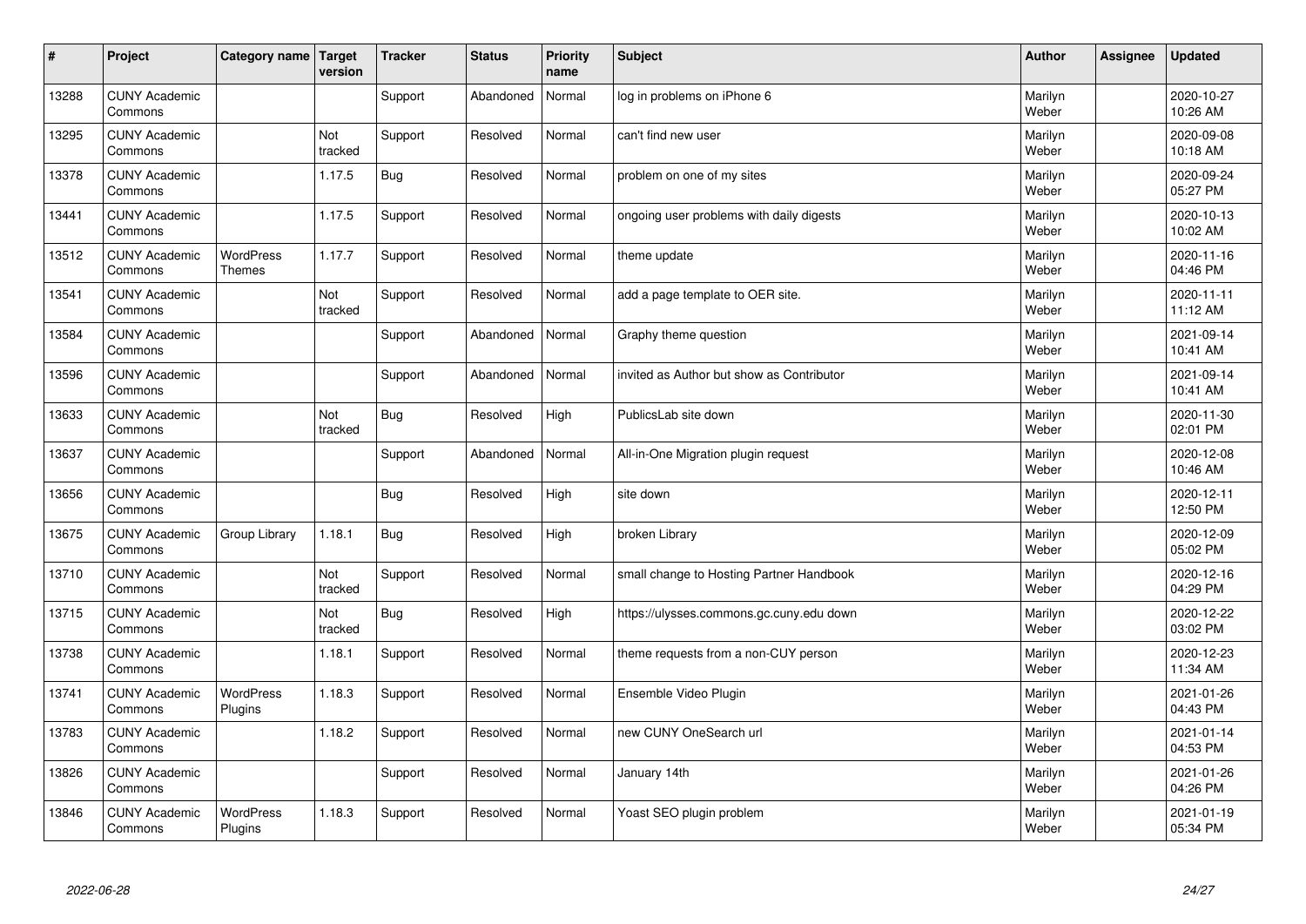| # | Project | Category name | Target version | Tracker | Status | Priority name | Subject | Author | Assignee | Updated |
|---|---|---|---|---|---|---|---|---|---|---|
| 13288 | CUNY Academic Commons | | | Support | Abandoned | Normal | log in problems on iPhone 6 | Marilyn Weber | | 2020-10-27 10:26 AM |
| 13295 | CUNY Academic Commons | | Not tracked | Support | Resolved | Normal | can't find new user | Marilyn Weber | | 2020-09-08 10:18 AM |
| 13378 | CUNY Academic Commons | | 1.17.5 | Bug | Resolved | Normal | problem on one of my sites | Marilyn Weber | | 2020-09-24 05:27 PM |
| 13441 | CUNY Academic Commons | | 1.17.5 | Support | Resolved | Normal | ongoing user problems with daily digests | Marilyn Weber | | 2020-10-13 10:02 AM |
| 13512 | CUNY Academic Commons | WordPress Themes | 1.17.7 | Support | Resolved | Normal | theme update | Marilyn Weber | | 2020-11-16 04:46 PM |
| 13541 | CUNY Academic Commons | | Not tracked | Support | Resolved | Normal | add a page template to OER site. | Marilyn Weber | | 2020-11-11 11:12 AM |
| 13584 | CUNY Academic Commons | | | Support | Abandoned | Normal | Graphy theme question | Marilyn Weber | | 2021-09-14 10:41 AM |
| 13596 | CUNY Academic Commons | | | Support | Abandoned | Normal | invited as Author but show as Contributor | Marilyn Weber | | 2021-09-14 10:41 AM |
| 13633 | CUNY Academic Commons | | Not tracked | Bug | Resolved | High | PublicsLab site down | Marilyn Weber | | 2020-11-30 02:01 PM |
| 13637 | CUNY Academic Commons | | | Support | Abandoned | Normal | All-in-One Migration plugin request | Marilyn Weber | | 2020-12-08 10:46 AM |
| 13656 | CUNY Academic Commons | | | Bug | Resolved | High | site down | Marilyn Weber | | 2020-12-11 12:50 PM |
| 13675 | CUNY Academic Commons | Group Library | 1.18.1 | Bug | Resolved | High | broken Library | Marilyn Weber | | 2020-12-09 05:02 PM |
| 13710 | CUNY Academic Commons | | Not tracked | Support | Resolved | Normal | small change to Hosting Partner Handbook | Marilyn Weber | | 2020-12-16 04:29 PM |
| 13715 | CUNY Academic Commons | | Not tracked | Bug | Resolved | High | https://ulysses.commons.gc.cuny.edu down | Marilyn Weber | | 2020-12-22 03:02 PM |
| 13738 | CUNY Academic Commons | | 1.18.1 | Support | Resolved | Normal | theme requests from a non-CUY person | Marilyn Weber | | 2020-12-23 11:34 AM |
| 13741 | CUNY Academic Commons | WordPress Plugins | 1.18.3 | Support | Resolved | Normal | Ensemble Video Plugin | Marilyn Weber | | 2021-01-26 04:43 PM |
| 13783 | CUNY Academic Commons | | 1.18.2 | Support | Resolved | Normal | new CUNY OneSearch url | Marilyn Weber | | 2021-01-14 04:53 PM |
| 13826 | CUNY Academic Commons | | | Support | Resolved | Normal | January 14th | Marilyn Weber | | 2021-01-26 04:26 PM |
| 13846 | CUNY Academic Commons | WordPress Plugins | 1.18.3 | Support | Resolved | Normal | Yoast SEO plugin problem | Marilyn Weber | | 2021-01-19 05:34 PM |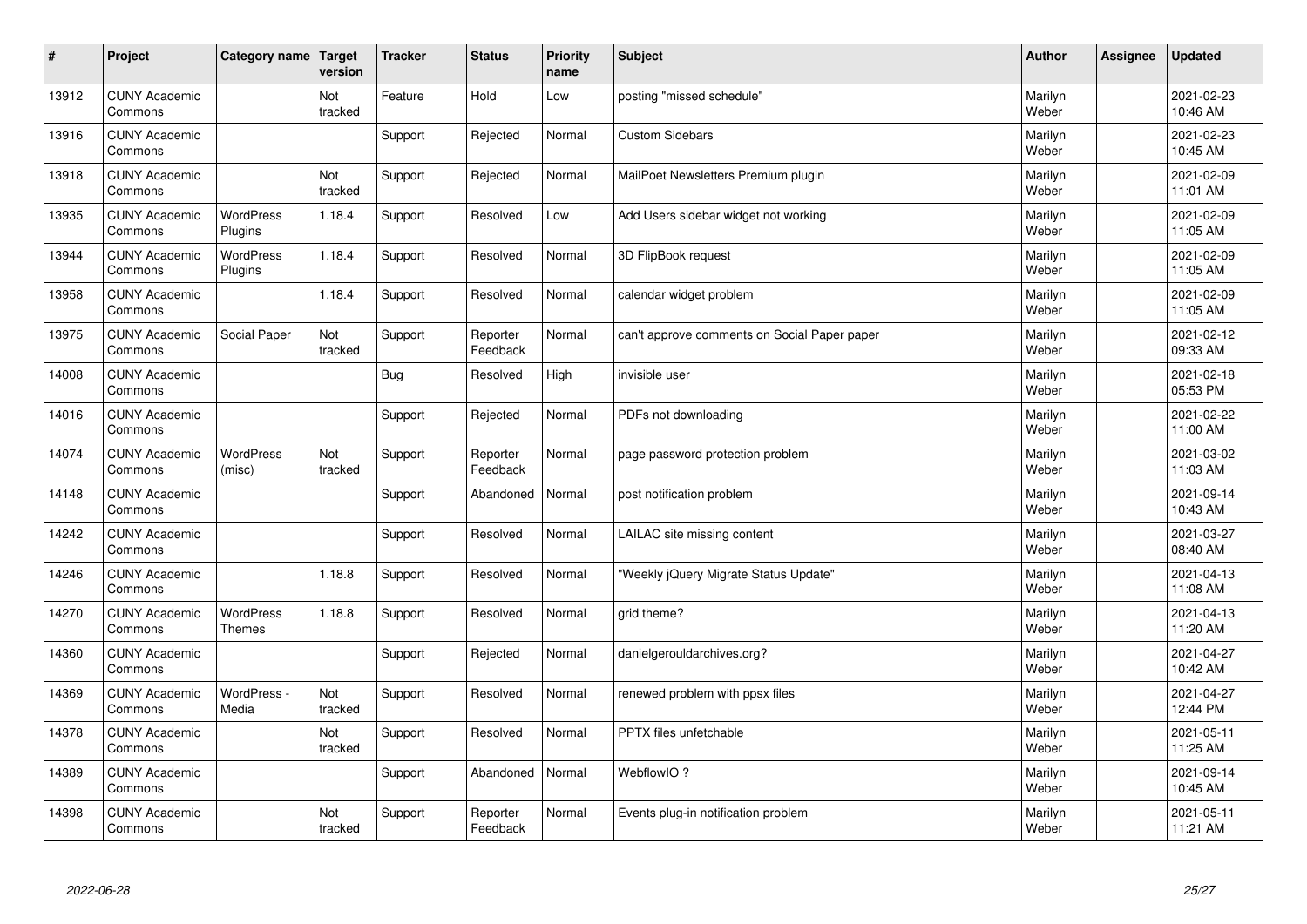| # | Project | Category name | Target version | Tracker | Status | Priority name | Subject | Author | Assignee | Updated |
|---|---|---|---|---|---|---|---|---|---|---|
| 13912 | CUNY Academic Commons | | Not tracked | Feature | Hold | Low | posting "missed schedule" | Marilyn Weber | | 2021-02-23 10:46 AM |
| 13916 | CUNY Academic Commons | | | Support | Rejected | Normal | Custom Sidebars | Marilyn Weber | | 2021-02-23 10:45 AM |
| 13918 | CUNY Academic Commons | | Not tracked | Support | Rejected | Normal | MailPoet Newsletters Premium plugin | Marilyn Weber | | 2021-02-09 11:01 AM |
| 13935 | CUNY Academic Commons | WordPress Plugins | 1.18.4 | Support | Resolved | Low | Add Users sidebar widget not working | Marilyn Weber | | 2021-02-09 11:05 AM |
| 13944 | CUNY Academic Commons | WordPress Plugins | 1.18.4 | Support | Resolved | Normal | 3D FlipBook request | Marilyn Weber | | 2021-02-09 11:05 AM |
| 13958 | CUNY Academic Commons | | 1.18.4 | Support | Resolved | Normal | calendar widget problem | Marilyn Weber | | 2021-02-09 11:05 AM |
| 13975 | CUNY Academic Commons | Social Paper | Not tracked | Support | Reporter Feedback | Normal | can't approve comments on Social Paper paper | Marilyn Weber | | 2021-02-12 09:33 AM |
| 14008 | CUNY Academic Commons | | | Bug | Resolved | High | invisible user | Marilyn Weber | | 2021-02-18 05:53 PM |
| 14016 | CUNY Academic Commons | | | Support | Rejected | Normal | PDFs not downloading | Marilyn Weber | | 2021-02-22 11:00 AM |
| 14074 | CUNY Academic Commons | WordPress (misc) | Not tracked | Support | Reporter Feedback | Normal | page password protection problem | Marilyn Weber | | 2021-03-02 11:03 AM |
| 14148 | CUNY Academic Commons | | | Support | Abandoned | Normal | post notification problem | Marilyn Weber | | 2021-09-14 10:43 AM |
| 14242 | CUNY Academic Commons | | | Support | Resolved | Normal | LAILAC site missing content | Marilyn Weber | | 2021-03-27 08:40 AM |
| 14246 | CUNY Academic Commons | | 1.18.8 | Support | Resolved | Normal | "Weekly jQuery Migrate Status Update" | Marilyn Weber | | 2021-04-13 11:08 AM |
| 14270 | CUNY Academic Commons | WordPress Themes | 1.18.8 | Support | Resolved | Normal | grid theme? | Marilyn Weber | | 2021-04-13 11:20 AM |
| 14360 | CUNY Academic Commons | | | Support | Rejected | Normal | danielgerouldarchives.org? | Marilyn Weber | | 2021-04-27 10:42 AM |
| 14369 | CUNY Academic Commons | WordPress - Media | Not tracked | Support | Resolved | Normal | renewed problem with ppsx files | Marilyn Weber | | 2021-04-27 12:44 PM |
| 14378 | CUNY Academic Commons | | Not tracked | Support | Resolved | Normal | PPTX files unfetchable | Marilyn Weber | | 2021-05-11 11:25 AM |
| 14389 | CUNY Academic Commons | | | Support | Abandoned | Normal | WebflowIO ? | Marilyn Weber | | 2021-09-14 10:45 AM |
| 14398 | CUNY Academic Commons | | Not tracked | Support | Reporter Feedback | Normal | Events plug-in notification problem | Marilyn Weber | | 2021-05-11 11:21 AM |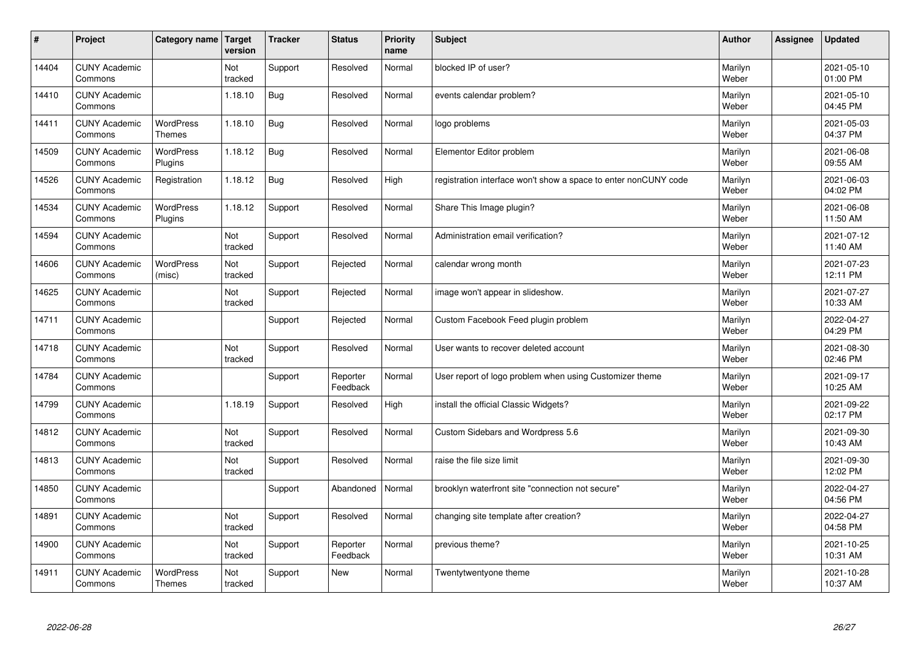| # | Project | Category name | Target version | Tracker | Status | Priority name | Subject | Author | Assignee | Updated |
|---|---|---|---|---|---|---|---|---|---|---|
| 14404 | CUNY Academic Commons | | Not tracked | Support | Resolved | Normal | blocked IP of user? | Marilyn Weber | | 2021-05-10 01:00 PM |
| 14410 | CUNY Academic Commons | | 1.18.10 | Bug | Resolved | Normal | events calendar problem? | Marilyn Weber | | 2021-05-10 04:45 PM |
| 14411 | CUNY Academic Commons | WordPress Themes | 1.18.10 | Bug | Resolved | Normal | logo problems | Marilyn Weber | | 2021-05-03 04:37 PM |
| 14509 | CUNY Academic Commons | WordPress Plugins | 1.18.12 | Bug | Resolved | Normal | Elementor Editor problem | Marilyn Weber | | 2021-06-08 09:55 AM |
| 14526 | CUNY Academic Commons | Registration | 1.18.12 | Bug | Resolved | High | registration interface won't show a space to enter nonCUNY code | Marilyn Weber | | 2021-06-03 04:02 PM |
| 14534 | CUNY Academic Commons | WordPress Plugins | 1.18.12 | Support | Resolved | Normal | Share This Image plugin? | Marilyn Weber | | 2021-06-08 11:50 AM |
| 14594 | CUNY Academic Commons | | Not tracked | Support | Resolved | Normal | Administration email verification? | Marilyn Weber | | 2021-07-12 11:40 AM |
| 14606 | CUNY Academic Commons | WordPress (misc) | Not tracked | Support | Rejected | Normal | calendar wrong month | Marilyn Weber | | 2021-07-23 12:11 PM |
| 14625 | CUNY Academic Commons | | Not tracked | Support | Rejected | Normal | image won't appear in slideshow. | Marilyn Weber | | 2021-07-27 10:33 AM |
| 14711 | CUNY Academic Commons | | | Support | Rejected | Normal | Custom Facebook Feed plugin problem | Marilyn Weber | | 2022-04-27 04:29 PM |
| 14718 | CUNY Academic Commons | | Not tracked | Support | Resolved | Normal | User wants to recover deleted account | Marilyn Weber | | 2021-08-30 02:46 PM |
| 14784 | CUNY Academic Commons | | | Support | Reporter Feedback | Normal | User report of logo problem when using Customizer theme | Marilyn Weber | | 2021-09-17 10:25 AM |
| 14799 | CUNY Academic Commons | | 1.18.19 | Support | Resolved | High | install the official Classic Widgets? | Marilyn Weber | | 2021-09-22 02:17 PM |
| 14812 | CUNY Academic Commons | | Not tracked | Support | Resolved | Normal | Custom Sidebars and Wordpress 5.6 | Marilyn Weber | | 2021-09-30 10:43 AM |
| 14813 | CUNY Academic Commons | | Not tracked | Support | Resolved | Normal | raise the file size limit | Marilyn Weber | | 2021-09-30 12:02 PM |
| 14850 | CUNY Academic Commons | | | Support | Abandoned | Normal | brooklyn waterfront site "connection not secure" | Marilyn Weber | | 2022-04-27 04:56 PM |
| 14891 | CUNY Academic Commons | | Not tracked | Support | Resolved | Normal | changing site template after creation? | Marilyn Weber | | 2022-04-27 04:58 PM |
| 14900 | CUNY Academic Commons | | Not tracked | Support | Reporter Feedback | Normal | previous theme? | Marilyn Weber | | 2021-10-25 10:31 AM |
| 14911 | CUNY Academic Commons | WordPress Themes | Not tracked | Support | New | Normal | Twentytwentyone theme | Marilyn Weber | | 2021-10-28 10:37 AM |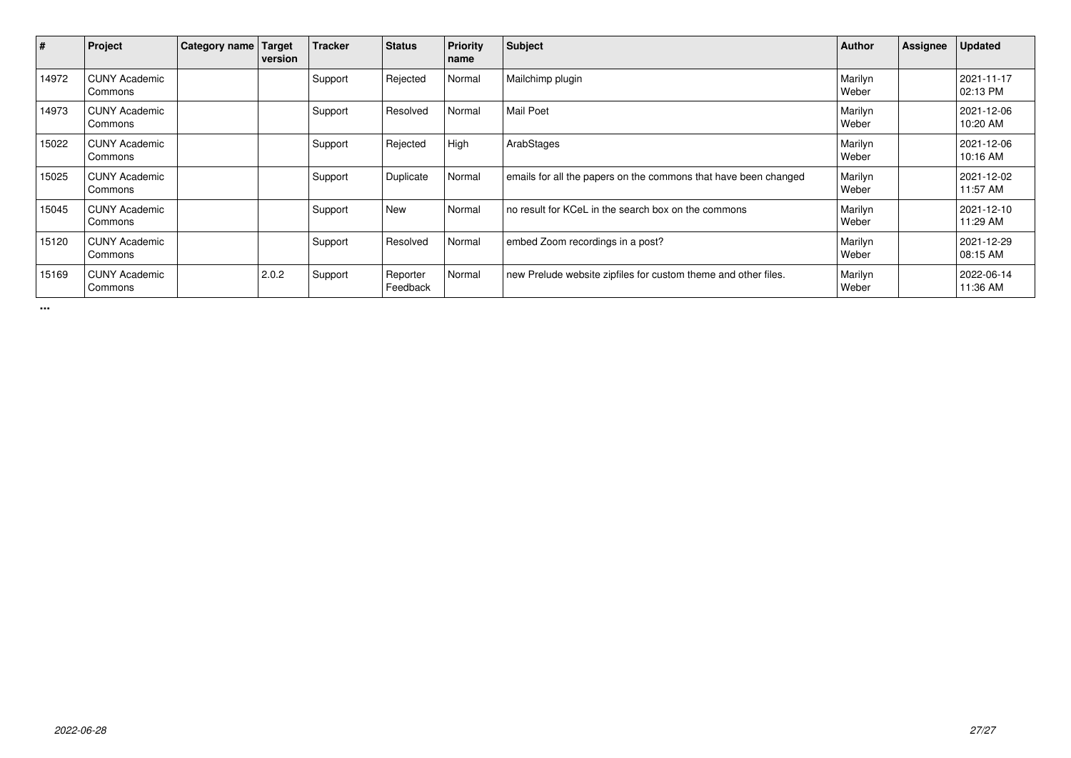| # | Project | Category name | Target version | Tracker | Status | Priority name | Subject | Author | Assignee | Updated |
|---|---|---|---|---|---|---|---|---|---|---|
| 14972 | CUNY Academic Commons | | | Support | Rejected | Normal | Mailchimp plugin | Marilyn Weber | | 2021-11-17 02:13 PM |
| 14973 | CUNY Academic Commons | | | Support | Resolved | Normal | Mail Poet | Marilyn Weber | | 2021-12-06 10:20 AM |
| 15022 | CUNY Academic Commons | | | Support | Rejected | High | ArabStages | Marilyn Weber | | 2021-12-06 10:16 AM |
| 15025 | CUNY Academic Commons | | | Support | Duplicate | Normal | emails for all the papers on the commons that have been changed | Marilyn Weber | | 2021-12-02 11:57 AM |
| 15045 | CUNY Academic Commons | | | Support | New | Normal | no result for KCeL in the search box on the commons | Marilyn Weber | | 2021-12-10 11:29 AM |
| 15120 | CUNY Academic Commons | | | Support | Resolved | Normal | embed Zoom recordings in a post? | Marilyn Weber | | 2021-12-29 08:15 AM |
| 15169 | CUNY Academic Commons | | 2.0.2 | Support | Reporter Feedback | Normal | new Prelude website zipfiles for custom theme and other files. | Marilyn Weber | | 2022-06-14 11:36 AM |

...